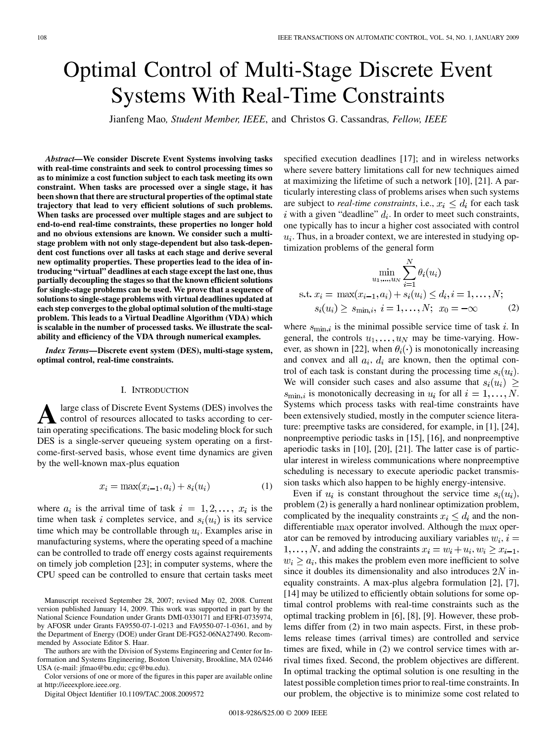# Optimal Control of Multi-Stage Discrete Event Systems With Real-Time Constraints

Jianfeng Mao, *Student Member, IEEE*, and Christos G. Cassandras, *Fellow, IEEE*

***Abstract*—We consider Discrete Event Systems involving tasks with real-time constraints and seek to control processing times so as to minimize a cost function subject to each task meeting its own constraint. When tasks are processed over a single stage, it has been shown that there are structural properties of the optimal state trajectory that lead to very efficient solutions of such problems. When tasks are processed over multiple stages and are subject to end-to-end real-time constraints, these properties no longer hold and no obvious extensions are known. We consider such a multi-stage problem with not only stage-dependent but also task-dependent cost functions over all tasks at each stage and derive several new optimality properties. These properties lead to the idea of introducing "virtual" deadlines at each stage except the last one, thus partially decoupling the stages so that the known efficient solutions for single-stage problems can be used. We prove that a sequence of solutions to single-stage problems with virtual deadlines updated at each step converges to the global optimal solution of the multi-stage problem. This leads to a Virtual Deadline Algorithm (VDA) which is scalable in the number of processed tasks. We illustrate the scalability and efficiency of the VDA through numerical examples.**

***Index Terms*—Discrete event system (DES), multi-stage system, optimal control, real-time constraints.**

## I. INTRODUCTION

A large class of Discrete Event Systems (DES) involves the control of resources allocated to tasks according to certain operating specifications. The basic modeling block for such DES is a single-server queueing system operating on a first-come-first-served basis, whose event time dynamics are given by the well-known max-plus equation

$$x_i = \max(x_{i-1}, a_i) + s_i(u_i) \tag{1}$$

where $a_i$ is the arrival time of task $i = 1, 2, \ldots,$ $x_i$ is the time when task $i$ completes service, and $s_i(u_i)$ is its service time which may be controllable through $u_i$. Examples arise in manufacturing systems, where the operating speed of a machine can be controlled to trade off energy costs against requirements on timely job completion [23]; in computer systems, where the CPU speed can be controlled to ensure that certain tasks meet specified execution deadlines [17]; and in wireless networks where severe battery limitations call for new techniques aimed at maximizing the lifetime of such a network [10], [21]. A particularly interesting class of problems arises when such systems are subject to *real-time constraints*, i.e., $x_i \leq d_i$ for each task $i$ with a given "deadline" $d_i$. In order to meet such constraints, one typically has to incur a higher cost associated with control $u_i$. Thus, in a broader context, we are interested in studying optimization problems of the general form

$$\begin{aligned}
&\min_{u_1,\ldots,u_N} \sum_{i=1}^{N} \theta_i(u_i) \\
&\text{s.t. } x_i = \max(x_{i-1}, a_i) + s_i(u_i) \leq d_i, i = 1, \ldots, N; \\
&\qquad s_i(u_i) \geq s_{\min,i},\ i = 1, \ldots, N;\ x_0 = -\infty
\end{aligned} \tag{2}$$

where $s_{\min,i}$ is the minimal possible service time of task $i$. In general, the controls $u_1, \ldots, u_N$ may be time-varying. However, as shown in [22], when $\theta_i(\cdot)$ is monotonically increasing and convex and all $a_i$, $d_i$ are known, then the optimal control of each task is constant during the processing time $s_i(u_i)$. We will consider such cases and also assume that $s_i(u_i) \geq s_{\min,i}$ is monotonically decreasing in $u_i$ for all $i = 1, \ldots, N$. Systems which process tasks with real-time constraints have been extensively studied, mostly in the computer science literature: preemptive tasks are considered, for example, in [1], [24], nonpreemptive periodic tasks in [15], [16], and nonpreemptive aperiodic tasks in [10], [20], [21]. The latter case is of particular interest in wireless communications where nonpreemptive scheduling is necessary to execute aperiodic packet transmission tasks which also happen to be highly energy-intensive.

Even if $u_i$ is constant throughout the service time $s_i(u_i)$, problem (2) is generally a hard nonlinear optimization problem, complicated by the inequality constraints $x_i \leq d_i$ and the nondifferentiable max operator involved. Although the max operator can be removed by introducing auxiliary variables $w_i$, $i = 1, \ldots, N$, and adding the constraints $x_i = w_i + u_i, w_i \geq x_{i-1}$, $w_i \geq a_i$, this makes the problem even more inefficient to solve since it doubles its dimensionality and also introduces $2N$ inequality constraints. A max-plus algebra formulation [2], [7], [14] may be utilized to efficiently obtain solutions for some optimal control problems with real-time constraints such as the optimal tracking problem in [6], [8], [9]. However, these problems differ from (2) in two main aspects. First, in these problems release times (arrival times) are controlled and service times are fixed, while in (2) we control service times with arrival times fixed. Second, the problem objectives are different. In optimal tracking the optimal solution is one resulting in the latest possible completion times prior to real-time constraints. In our problem, the objective is to minimize some cost related to

Manuscript received September 28, 2007; revised May 02, 2008. Current version published January 14, 2009. This work was supported in part by the National Science Foundation under Grants DMI-0330171 and EFRI-0735974, by AFOSR under Grants FA9550-07-1-0213 and FA9550-07-1-0361, and by the Department of Energy (DOE) under Grant DE-FG52-06NA27490. Recommended by Associate Editor S. Haar.

The authors are with the Division of Systems Engineering and Center for Information and Systems Engineering, Boston University, Brookline, MA 02446 USA (e-mail: jfmao@bu.edu; cgc@bu.edu).

Color versions of one or more of the figures in this paper are available online at http://ieeexplore.ieee.org.

Digital Object Identifier 10.1109/TAC.2008.2009572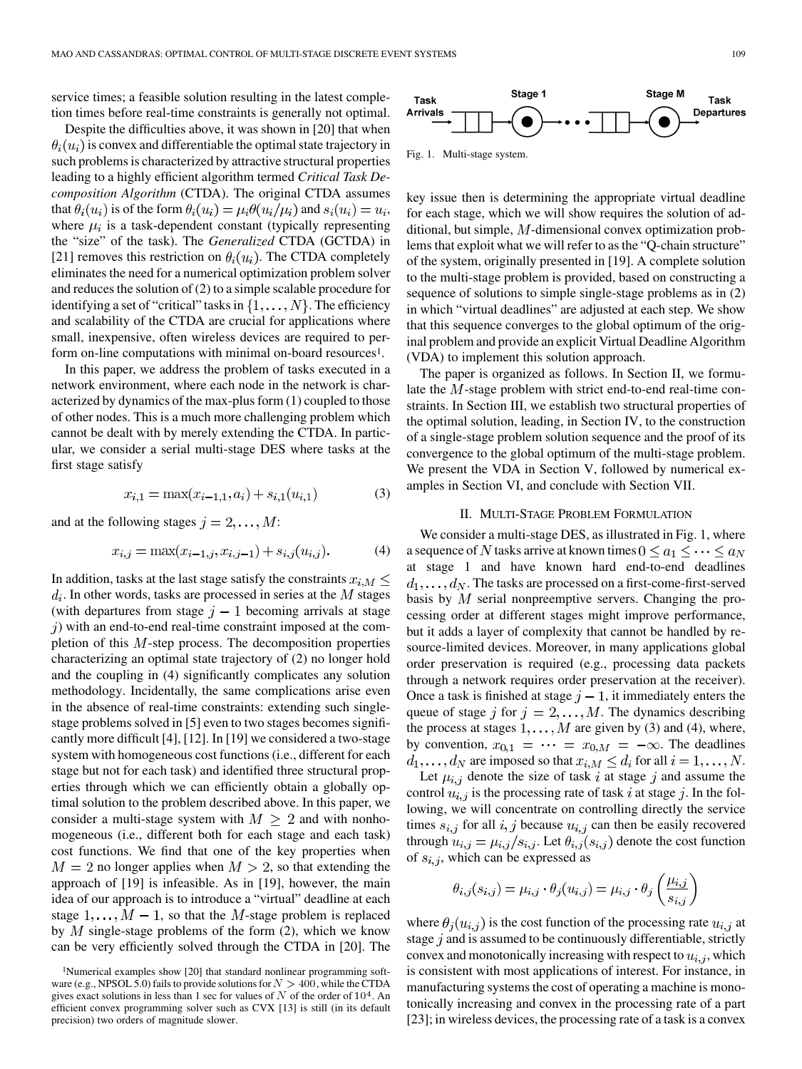service times; a feasible solution resulting in the latest completion times before real-time constraints is generally not optimal.

Despite the difficulties above, it was shown in [20] that when $\theta_i(u_i)$ is convex and differentiable the optimal state trajectory in such problems is characterized by attractive structural properties leading to a highly efficient algorithm termed *Critical Task Decomposition Algorithm* (CTDA). The original CTDA assumes that $\theta_i(u_i)$ is of the form $\theta_i(u_i) = \mu_i \theta(u_i/\mu_i)$ and $s_i(u_i) = u_i$, where $\mu_i$ is a task-dependent constant (typically representing the "size" of the task). The *Generalized* CTDA (GCTDA) in [21] removes this restriction on $\theta_i(u_i)$. The CTDA completely eliminates the need for a numerical optimization problem solver and reduces the solution of (2) to a simple scalable procedure for identifying a set of "critical" tasks in $\{1, \ldots, N\}$. The efficiency and scalability of the CTDA are crucial for applications where small, inexpensive, often wireless devices are required to perform on-line computations with minimal on-board resources[1].

In this paper, we address the problem of tasks executed in a network environment, where each node in the network is characterized by dynamics of the max-plus form (1) coupled to those of other nodes. This is a much more challenging problem which cannot be dealt with by merely extending the CTDA. In particular, we consider a serial multi-stage DES where tasks at the first stage satisfy

$$x_{i,1} = \max(x_{i-1,1}, a_i) + s_{i,1}(u_{i,1}) \tag{3}$$

and at the following stages $j = 2, \ldots, M$:

$$x_{i,j} = \max(x_{i-1,j}, x_{i,j-1}) + s_{i,j}(u_{i,j}). \tag{4}$$

In addition, tasks at the last stage satisfy the constraints $x_{i,M} \leq d_i$. In other words, tasks are processed in series at the $M$ stages (with departures from stage $j-1$ becoming arrivals at stage $j$) with an end-to-end real-time constraint imposed at the completion of this $M$-step process. The decomposition properties characterizing an optimal state trajectory of (2) no longer hold and the coupling in (4) significantly complicates any solution methodology. Incidentally, the same complications arise even in the absence of real-time constraints: extending such single-stage problems solved in [5] even to two stages becomes significantly more difficult [4], [12]. In [19] we considered a two-stage system with homogeneous cost functions (i.e., different for each stage but not for each task) and identified three structural properties through which we can efficiently obtain a globally optimal solution to the problem described above. In this paper, we consider a multi-stage system with $M \geq 2$ and with nonhomogeneous (i.e., different both for each stage and each task) cost functions. We find that one of the key properties when $M = 2$ no longer applies when $M > 2$, so that extending the approach of [19] is infeasible. As in [19], however, the main idea of our approach is to introduce a "virtual" deadline at each stage $1, \ldots, M-1$, so that the $M$-stage problem is replaced by $M$ single-stage problems of the form (2), which we know can be very efficiently solved through the CTDA in [20]. The key issue then is determining the appropriate virtual deadline for each stage, which we will show requires the solution of additional, but simple, $M$-dimensional convex optimization problems that exploit what we will refer to as the "Q-chain structure" of the system, originally presented in [19]. A complete solution to the multi-stage problem is provided, based on constructing a sequence of solutions to simple single-stage problems as in (2) in which "virtual deadlines" are adjusted at each step. We show that this sequence converges to the global optimum of the original problem and provide an explicit Virtual Deadline Algorithm (VDA) to implement this solution approach.

[1]Numerical examples show [20] that standard nonlinear programming software (e.g., NPSOL 5.0) fails to provide solutions for $N > 400$, while the CTDA gives exact solutions in less than 1 sec for values of $N$ of the order of $10^4$. An efficient convex programming solver such as CVX [13] is still (in its default precision) two orders of magnitude slower.

Task Arrivals — Stage 1 — ... — Stage M — Task Departures

Fig. 1. Multi-stage system.

The paper is organized as follows. In Section II, we formulate the $M$-stage problem with strict end-to-end real-time constraints. In Section III, we establish two structural properties of the optimal solution, leading, in Section IV, to the construction of a single-stage problem solution sequence and the proof of its convergence to the global optimum of the multi-stage problem. We present the VDA in Section V, followed by numerical examples in Section VI, and conclude with Section VII.

## II. Multi-Stage Problem Formulation

We consider a multi-stage DES, as illustrated in Fig. 1, where a sequence of $N$ tasks arrive at known times $0 \leq a_1 \leq \cdots \leq a_N$ at stage 1 and have known hard end-to-end deadlines $d_1, \ldots, d_N$. The tasks are processed on a first-come-first-served basis by $M$ serial nonpreemptive servers. Changing the processing order at different stages might improve performance, but it adds a layer of complexity that cannot be handled by resource-limited devices. Moreover, in many applications global order preservation is required (e.g., processing data packets through a network requires order preservation at the receiver). Once a task is finished at stage $j-1$, it immediately enters the queue of stage $j$ for $j = 2, \ldots, M$. The dynamics describing the process at stages $1, \ldots, M$ are given by (3) and (4), where, by convention, $x_{0,1} = \cdots = x_{0,M} = -\infty$. The deadlines $d_1, \ldots, d_N$ are imposed so that $x_{i,M} \leq d_i$ for all $i = 1, \ldots, N$.

Let $\mu_{i,j}$ denote the size of task $i$ at stage $j$ and assume the control $u_{i,j}$ is the processing rate of task $i$ at stage $j$. In the following, we will concentrate on controlling directly the service times $s_{i,j}$ for all $i, j$ because $u_{i,j}$ can then be easily recovered through $u_{i,j} = \mu_{i,j}/s_{i,j}$. Let $\theta_{i,j}(s_{i,j})$ denote the cost function of $s_{i,j}$, which can be expressed as

$$\theta_{i,j}(s_{i,j}) = \mu_{i,j} \cdot \theta_j(u_{i,j}) = \mu_{i,j} \cdot \theta_j\left(\frac{\mu_{i,j}}{s_{i,j}}\right)$$

where $\theta_j(u_{i,j})$ is the cost function of the processing rate $u_{i,j}$ at stage $j$ and is assumed to be continuously differentiable, strictly convex and monotonically increasing with respect to $u_{i,j}$, which is consistent with most applications of interest. For instance, in manufacturing systems the cost of operating a machine is monotonically increasing and convex in the processing rate of a part [23]; in wireless devices, the processing rate of a task is a convex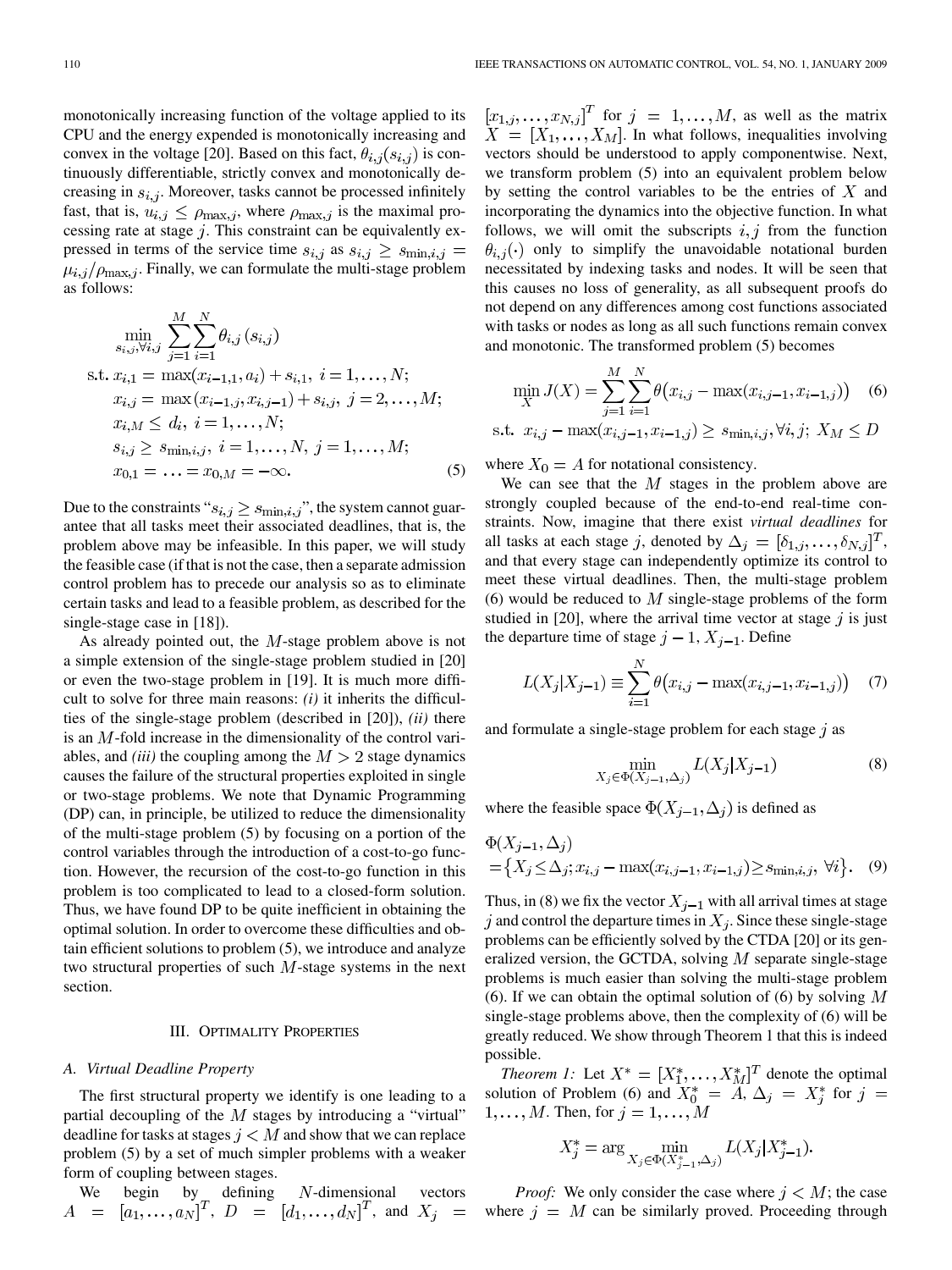monotonically increasing function of the voltage applied to its CPU and the energy expended is monotonically increasing and convex in the voltage [20]. Based on this fact, $\theta_{i,j}(s_{i,j})$ is continuously differentiable, strictly convex and monotonically decreasing in $s_{i,j}$. Moreover, tasks cannot be processed infinitely fast, that is, $u_{i,j} \leq \rho_{\max,j}$, where $\rho_{\max,j}$ is the maximal processing rate at stage $j$. This constraint can be equivalently expressed in terms of the service time $s_{i,j}$ as $s_{i,j} \geq s_{\min,i,j} = \mu_{i,j}/\rho_{\max,j}$. Finally, we can formulate the multi-stage problem as follows:

$$
\begin{aligned}
&\min_{s_{i,j},\forall i,j} \sum_{j=1}^{M}\sum_{i=1}^{N} \theta_{i,j}\left(s_{i,j}\right) \\
&\text{s.t. } x_{i,1} = \max(x_{i-1,1}, a_i) + s_{i,1},\ i = 1,\ldots,N; \\
&\quad x_{i,j} = \max\left(x_{i-1,j}, x_{i,j-1}\right) + s_{i,j},\ j = 2,\ldots,M; \\
&\quad x_{i,M} \leq d_i,\ i = 1,\ldots,N; \\
&\quad s_{i,j} \geq s_{\min,i,j},\ i = 1,\ldots,N,\ j = 1,\ldots,M; \\
&\quad x_{0,1} = \ldots = x_{0,M} = -\infty.
\end{aligned} \tag{5}
$$

Due to the constraints "$s_{i,j} \geq s_{\min,i,j}$", the system cannot guarantee that all tasks meet their associated deadlines, that is, the problem above may be infeasible. In this paper, we will study the feasible case (if that is not the case, then a separate admission control problem has to precede our analysis so as to eliminate certain tasks and lead to a feasible problem, as described for the single-stage case in [18]).

As already pointed out, the $M$-stage problem above is not a simple extension of the single-stage problem studied in [20] or even the two-stage problem in [19]. It is much more difficult to solve for three main reasons: *(i)* it inherits the difficulties of the single-stage problem (described in [20]), *(ii)* there is an $M$-fold increase in the dimensionality of the control variables, and *(iii)* the coupling among the $M > 2$ stage dynamics causes the failure of the structural properties exploited in single or two-stage problems. We note that Dynamic Programming (DP) can, in principle, be utilized to reduce the dimensionality of the multi-stage problem (5) by focusing on a portion of the control variables through the introduction of a cost-to-go function. However, the recursion of the cost-to-go function in this problem is too complicated to lead to a closed-form solution. Thus, we have found DP to be quite inefficient in obtaining the optimal solution. In order to overcome these difficulties and obtain efficient solutions to problem (5), we introduce and analyze two structural properties of such $M$-stage systems in the next section.

## III. Optimality Properties

### A. Virtual Deadline Property

The first structural property we identify is one leading to a partial decoupling of the $M$ stages by introducing a "virtual" deadline for tasks at stages $j < M$ and show that we can replace problem (5) by a set of much simpler problems with a weaker form of coupling between stages.

We begin by defining $N$-dimensional vectors $A = [a_1,\ldots,a_N]^T$, $D = [d_1,\ldots,d_N]^T$, and $X_j = [x_{1,j},\ldots,x_{N,j}]^T$ for $j = 1,\ldots,M$, as well as the matrix $X = [X_1,\ldots,X_M]$. In what follows, inequalities involving vectors should be understood to apply componentwise. Next, we transform problem (5) into an equivalent problem below by setting the control variables to be the entries of $X$ and incorporating the dynamics into the objective function. In what follows, we will omit the subscripts $i,j$ from the function $\theta_{i,j}(\cdot)$ only to simplify the unavoidable notational burden necessitated by indexing tasks and nodes. It will be seen that this causes no loss of generality, as all subsequent proofs do not depend on any differences among cost functions associated with tasks or nodes as long as all such functions remain convex and monotonic. The transformed problem (5) becomes

$$
\min_{X} J(X) = \sum_{j=1}^{M}\sum_{i=1}^{N} \theta\big(x_{i,j} - \max(x_{i,j-1}, x_{i-1,j})\big) \tag{6}
$$

$$
\text{s.t. } x_{i,j} - \max(x_{i,j-1}, x_{i-1,j}) \geq s_{\min,i,j}, \forall i,j;\ X_M \leq D
$$

where $X_0 = A$ for notational consistency.

We can see that the $M$ stages in the problem above are strongly coupled because of the end-to-end real-time constraints. Now, imagine that there exist *virtual deadlines* for all tasks at each stage $j$, denoted by $\Delta_j = [\delta_{1,j},\ldots,\delta_{N,j}]^T$, and that every stage can independently optimize its control to meet these virtual deadlines. Then, the multi-stage problem (6) would be reduced to $M$ single-stage problems of the form studied in [20], where the arrival time vector at stage $j$ is just the departure time of stage $j-1$, $X_{j-1}$. Define

$$
L(X_j|X_{j-1}) \equiv \sum_{i=1}^{N} \theta\big(x_{i,j} - \max(x_{i,j-1}, x_{i-1,j})\big) \tag{7}
$$

and formulate a single-stage problem for each stage $j$ as

$$
\min_{X_j \in \Phi(X_{j-1},\Delta_j)} L(X_j|X_{j-1}) \tag{8}
$$

where the feasible space $\Phi(X_{j-1},\Delta_j)$ is defined as

$$
\begin{aligned}
&\Phi(X_{j-1},\Delta_j) \\
&= \big\{X_j \leq \Delta_j; x_{i,j} - \max(x_{i,j-1}, x_{i-1,j}) \geq s_{\min,i,j},\ \forall i\big\}.
\end{aligned} \tag{9}
$$

Thus, in (8) we fix the vector $X_{j-1}$ with all arrival times at stage $j$ and control the departure times in $X_j$. Since these single-stage problems can be efficiently solved by the CTDA [20] or its generalized version, the GCTDA, solving $M$ separate single-stage problems is much easier than solving the multi-stage problem (6). If we can obtain the optimal solution of (6) by solving $M$ single-stage problems above, then the complexity of (6) will be greatly reduced. We show through Theorem 1 that this is indeed possible.

*Theorem 1:* Let $X^* = [X_1^*,\ldots,X_M^*]^T$ denote the optimal solution of Problem (6) and $X_0^* = A$, $\Delta_j = X_j^*$ for $j = 1,\ldots,M$. Then, for $j = 1,\ldots,M$

$$
X_j^* = \arg\min_{X_j \in \Phi(X_{j-1}^*,\Delta_j)} L(X_j|X_{j-1}^*).
$$

*Proof:* We only consider the case where $j < M$; the case where $j = M$ can be similarly proved. Proceeding through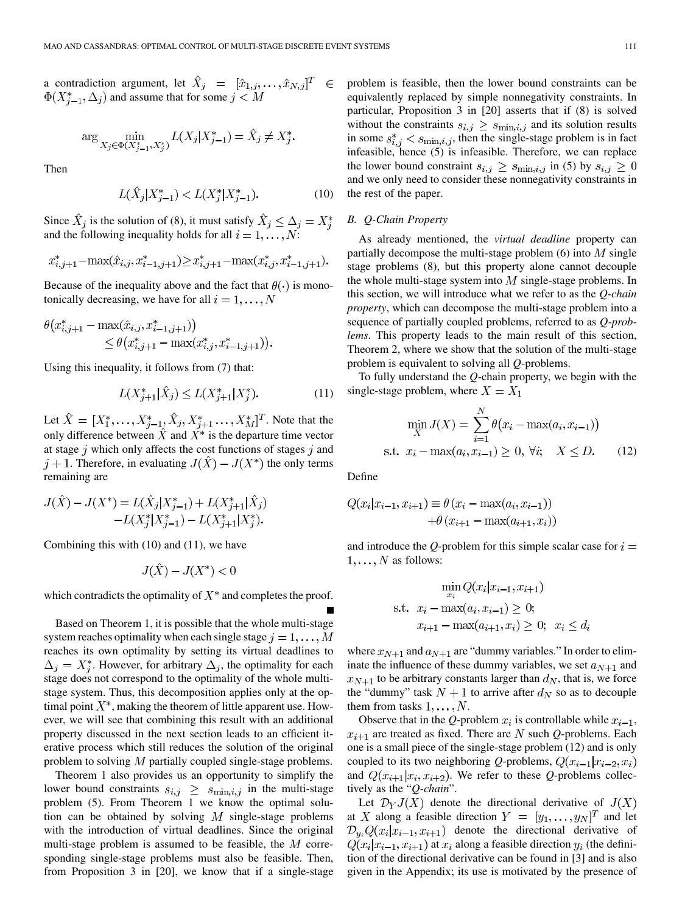a contradiction argument, let $\hat{X}_j = [\hat{x}_{1,j}, \ldots, \hat{x}_{N,j}]^T \in \Phi(X^*_{j-1}, \Delta_j)$ and assume that for some $j < M$

$$\arg \min_{X_j \in \Phi(X^*_{j-1}, X^*_j)} L(X_j | X^*_{j-1}) = \hat{X}_j \neq X^*_j.$$

Then

$$L(\hat{X}_j | X^*_{j-1}) < L(X^*_j | X^*_{j-1}). \tag{10}$$

Since $\hat{X}_j$ is the solution of (8), it must satisfy $\hat{X}_j \leq \Delta_j = X^*_j$ and the following inequality holds for all $i = 1, \ldots, N$:

$$x^*_{i,j+1} - \max(\hat{x}_{i,j}, x^*_{i-1,j+1}) \geq x^*_{i,j+1} - \max(x^*_{i,j}, x^*_{i-1,j+1}).$$

Because of the inequality above and the fact that $\theta(\cdot)$ is monotonically decreasing, we have for all $i = 1, \ldots, N$

$$\theta\big(x^*_{i,j+1} - \max(\hat{x}_{i,j}, x^*_{i-1,j+1})\big) \leq \theta\big(x^*_{i,j+1} - \max(x^*_{i,j}, x^*_{i-1,j+1})\big).$$

Using this inequality, it follows from (7) that:

$$L(X^*_{j+1} | \hat{X}_j) \leq L(X^*_{j+1} | X^*_j). \tag{11}$$

Let $\hat{X} = [X^*_1, \ldots, X^*_{j-1}, \hat{X}_j, X^*_{j+1} \ldots, X^*_M]^T$. Note that the only difference between $\hat{X}$ and $X^*$ is the departure time vector at stage $j$ which only affects the cost functions of stages $j$ and $j+1$. Therefore, in evaluating $J(\hat{X}) - J(X^*)$ the only terms remaining are

$$J(\hat{X}) - J(X^*) = L(\hat{X}_j | X^*_{j-1}) + L(X^*_{j+1} | \hat{X}_j) - L(X^*_j | X^*_{j-1}) - L(X^*_{j+1} | X^*_j).$$

Combining this with (10) and (11), we have

$$J(\hat{X}) - J(X^*) < 0$$

which contradicts the optimality of $X^*$ and completes the proof. ■

Based on Theorem 1, it is possible that the whole multi-stage system reaches optimality when each single stage $j = 1, \ldots, M$ reaches its own optimality by setting its virtual deadlines to $\Delta_j = X^*_j$. However, for arbitrary $\Delta_j$, the optimality for each stage does not correspond to the optimality of the whole multi-stage system. Thus, this decomposition applies only at the optimal point $X^*$, making the theorem of little apparent use. However, we will see that combining this result with an additional property discussed in the next section leads to an efficient iterative process which still reduces the solution of the original problem to solving $M$ partially coupled single-stage problems.

Theorem 1 also provides us an opportunity to simplify the lower bound constraints $s_{i,j} \geq s_{\min,i,j}$ in the multi-stage problem (5). From Theorem 1 we know the optimal solution can be obtained by solving $M$ single-stage problems with the introduction of virtual deadlines. Since the original multi-stage problem is assumed to be feasible, the $M$ corresponding single-stage problems must also be feasible. Then, from Proposition 3 in [20], we know that if a single-stage problem is feasible, then the lower bound constraints can be equivalently replaced by simple nonnegativity constraints. In particular, Proposition 3 in [20] asserts that if (8) is solved without the constraints $s_{i,j} \geq s_{\min,i,j}$ and its solution results in some $s^*_{i,j} < s_{\min,i,j}$, then the single-stage problem is in fact infeasible, hence (5) is infeasible. Therefore, we can replace the lower bound constraint $s_{i,j} \geq s_{\min,i,j}$ in (5) by $s_{i,j} \geq 0$ and we only need to consider these nonnegativity constraints in the rest of the paper.

### B. Q-Chain Property

As already mentioned, the *virtual deadline* property can partially decompose the multi-stage problem (6) into $M$ single stage problems (8), but this property alone cannot decouple the whole multi-stage system into $M$ single-stage problems. In this section, we will introduce what we refer to as the *Q-chain property*, which can decompose the multi-stage problem into a sequence of partially coupled problems, referred to as *Q-problems*. This property leads to the main result of this section, Theorem 2, where we show that the solution of the multi-stage problem is equivalent to solving all *Q*-problems.

To fully understand the *Q*-chain property, we begin with the single-stage problem, where $X = X_1$

$$\min_X J(X) = \sum_{i=1}^{N} \theta\big(x_i - \max(a_i, x_{i-1})\big)$$
$$\text{s.t. } x_i - \max(a_i, x_{i-1}) \geq 0, \ \forall i; \quad X \leq D. \tag{12}$$

Define

$$Q(x_i | x_{i-1}, x_{i+1}) \equiv \theta\left(x_i - \max(a_i, x_{i-1})\right) + \theta\left(x_{i+1} - \max(a_{i+1}, x_i)\right)$$

and introduce the *Q*-problem for this simple scalar case for $i = 1, \ldots, N$ as follows:

$$\min_{x_i} Q(x_i | x_{i-1}, x_{i+1})$$
$$\text{s.t. } x_i - \max(a_i, x_{i-1}) \geq 0;$$
$$x_{i+1} - \max(a_{i+1}, x_i) \geq 0; \ \ x_i \leq d_i$$

where $x_{N+1}$ and $a_{N+1}$ are "dummy variables." In order to eliminate the influence of these dummy variables, we set $a_{N+1}$ and $x_{N+1}$ to be arbitrary constants larger than $d_N$, that is, we force the "dummy" task $N+1$ to arrive after $d_N$ so as to decouple them from tasks $1, \ldots, N$.

Observe that in the *Q*-problem $x_i$ is controllable while $x_{i-1}$, $x_{i+1}$ are treated as fixed. There are $N$ such *Q*-problems. Each one is a small piece of the single-stage problem (12) and is only coupled to its two neighboring *Q*-problems, $Q(x_{i-1} | x_{i-2}, x_i)$ and $Q(x_{i+1} | x_i, x_{i+2})$. We refer to these *Q*-problems collectively as the "*Q-chain*".

Let $\mathcal{D}_Y J(X)$ denote the directional derivative of $J(X)$ at $X$ along a feasible direction $Y = [y_1, \ldots, y_N]^T$ and let $\mathcal{D}_{y_i} Q(x_i | x_{i-1}, x_{i+1})$ denote the directional derivative of $Q(x_i | x_{i-1}, x_{i+1})$ at $x_i$ along a feasible direction $y_i$ (the definition of the directional derivative can be found in [3] and is also given in the Appendix; its use is motivated by the presence of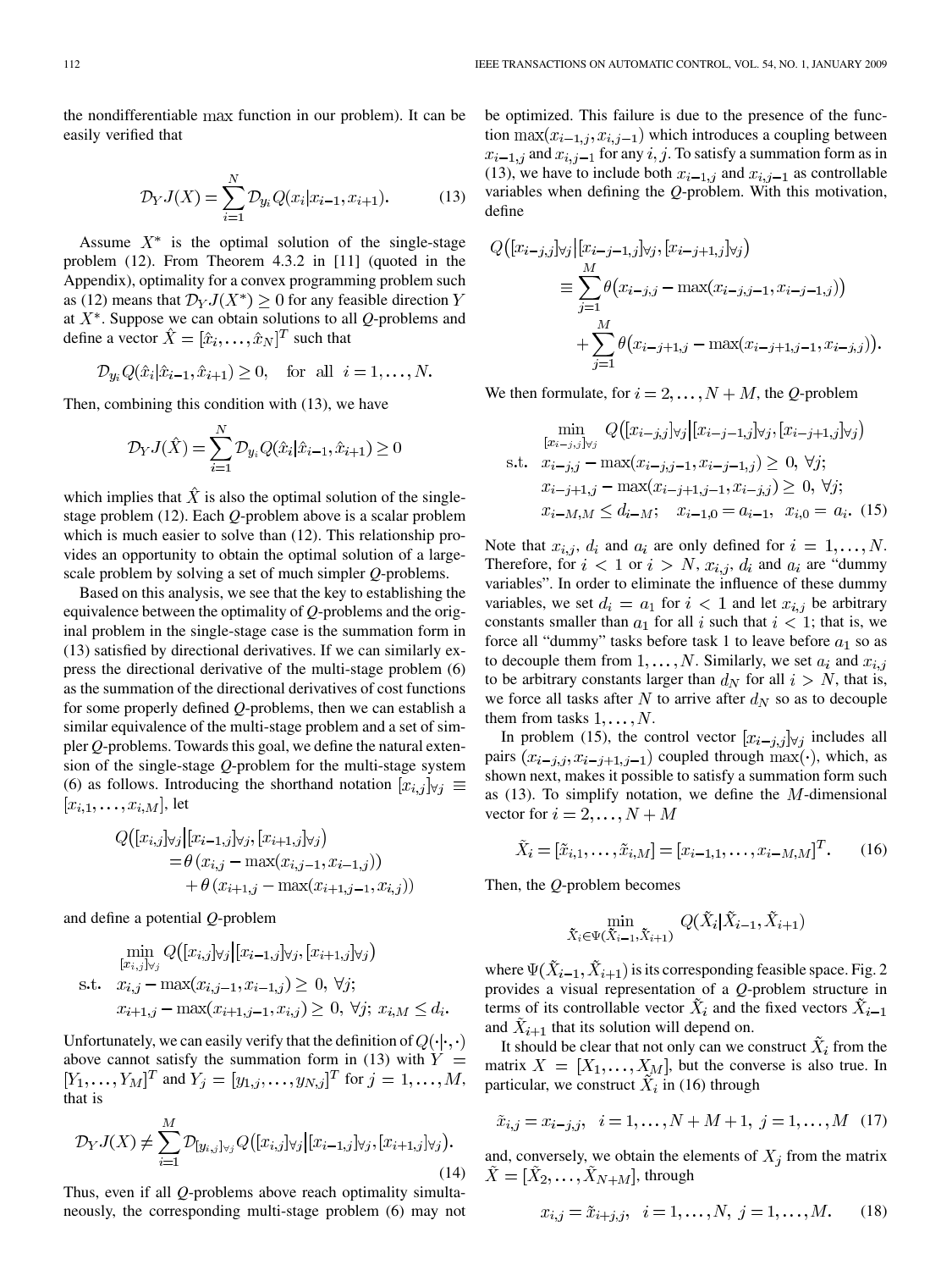the nondifferentiable $\max$ function in our problem). It can be easily verified that

$$\mathcal{D}_Y J(X) = \sum_{i=1}^{N} \mathcal{D}_{y_i} Q(x_i | x_{i-1}, x_{i+1}). \tag{13}$$

Assume $X^*$ is the optimal solution of the single-stage problem (12). From Theorem 4.3.2 in [11] (quoted in the Appendix), optimality for a convex programming problem such as (12) means that $\mathcal{D}_Y J(X^*) \geq 0$ for any feasible direction $Y$ at $X^*$. Suppose we can obtain solutions to all $Q$-problems and define a vector $\hat{X} = [\hat{x}_i, \ldots, \hat{x}_N]^T$ such that

$$\mathcal{D}_{y_i} Q(\hat{x}_i | \hat{x}_{i-1}, \hat{x}_{i+1}) \geq 0, \quad \text{for all } i = 1, \ldots, N.$$

Then, combining this condition with (13), we have

$$\mathcal{D}_Y J(\hat{X}) = \sum_{i=1}^{N} \mathcal{D}_{y_i} Q(\hat{x}_i | \hat{x}_{i-1}, \hat{x}_{i+1}) \geq 0$$

which implies that $\hat{X}$ is also the optimal solution of the single-stage problem (12). Each $Q$-problem above is a scalar problem which is much easier to solve than (12). This relationship provides an opportunity to obtain the optimal solution of a large-scale problem by solving a set of much simpler $Q$-problems.

Based on this analysis, we see that the key to establishing the equivalence between the optimality of $Q$-problems and the original problem in the single-stage case is the summation form in (13) satisfied by directional derivatives. If we can similarly express the directional derivative of the multi-stage problem (6) as the summation of the directional derivatives of cost functions for some properly defined $Q$-problems, then we can establish a similar equivalence of the multi-stage problem and a set of simpler $Q$-problems. Towards this goal, we define the natural extension of the single-stage $Q$-problem for the multi-stage system (6) as follows. Introducing the shorthand notation $[x_{i,j}]_{\forall j} \equiv [x_{i,1}, \ldots, x_{i,M}]$, let

$$\begin{aligned} Q\big([x_{i,j}]_{\forall j} \big| [x_{i-1,j}]_{\forall j}, [x_{i+1,j}]_{\forall j}\big) &= \theta\left(x_{i,j} - \max(x_{i,j-1}, x_{i-1,j})\right) \\ &\quad + \theta\left(x_{i+1,j} - \max(x_{i+1,j-1}, x_{i,j})\right) \end{aligned}$$

and define a potential $Q$-problem

$$\begin{aligned} \min_{[x_{i,j}]_{\forall j}} \ & Q\big([x_{i,j}]_{\forall j} \big| [x_{i-1,j}]_{\forall j}, [x_{i+1,j}]_{\forall j}\big) \\ \text{s.t.} \ & x_{i,j} - \max(x_{i,j-1}, x_{i-1,j}) \geq 0, \ \forall j; \\ & x_{i+1,j} - \max(x_{i+1,j-1}, x_{i,j}) \geq 0, \ \forall j; \ x_{i,M} \leq d_i. \end{aligned}$$

Unfortunately, we can easily verify that the definition of $Q(\cdot|\cdot,\cdot)$ above cannot satisfy the summation form in (13) with $Y = [Y_1, \ldots, Y_M]^T$ and $Y_j = [y_{1,j}, \ldots, y_{N,j}]^T$ for $j = 1, \ldots, M$, that is

$$\mathcal{D}_Y J(X) \neq \sum_{i=1}^{M} \mathcal{D}_{[y_{i,j}]_{\forall j}} Q\big([x_{i,j}]_{\forall j} \big| [x_{i-1,j}]_{\forall j}, [x_{i+1,j}]_{\forall j}\big). \tag{14}$$

Thus, even if all $Q$-problems above reach optimality simultaneously, the corresponding multi-stage problem (6) may not be optimized. This failure is due to the presence of the function $\max(x_{i-1,j}, x_{i,j-1})$ which introduces a coupling between $x_{i-1,j}$ and $x_{i,j-1}$ for any $i, j$. To satisfy a summation form as in (13), we have to include both $x_{i-1,j}$ and $x_{i,j-1}$ as controllable variables when defining the $Q$-problem. With this motivation, define

$$\begin{aligned} Q\big([x_{i-j,j}]_{\forall j} \big| [x_{i-j-1,j}]_{\forall j}, [x_{i-j+1,j}]_{\forall j}\big) &\equiv \sum_{j=1}^{M} \theta\big(x_{i-j,j} - \max(x_{i-j,j-1}, x_{i-j-1,j})\big) \\ &\quad + \sum_{j=1}^{M} \theta\big(x_{i-j+1,j} - \max(x_{i-j+1,j-1}, x_{i-j,j})\big). \end{aligned}$$

We then formulate, for $i = 2, \ldots, N + M$, the $Q$-problem

$$\begin{aligned} \min_{[x_{i-j,j}]_{\forall j}} \ & Q\big([x_{i-j,j}]_{\forall j} \big| [x_{i-j-1,j}]_{\forall j}, [x_{i-j+1,j}]_{\forall j}\big) \\ \text{s.t.} \ & x_{i-j,j} - \max(x_{i-j,j-1}, x_{i-j-1,j}) \geq 0, \ \forall j; \\ & x_{i-j+1,j} - \max(x_{i-j+1,j-1}, x_{i-j,j}) \geq 0, \ \forall j; \\ & x_{i-M,M} \leq d_{i-M}; \quad x_{i-1,0} = a_{i-1}, \ x_{i,0} = a_i. \end{aligned} \tag{15}$$

Note that $x_{i,j}$, $d_i$ and $a_i$ are only defined for $i = 1, \ldots, N$. Therefore, for $i < 1$ or $i > N$, $x_{i,j}$, $d_i$ and $a_i$ are "dummy variables". In order to eliminate the influence of these dummy variables, we set $d_i = a_1$ for $i < 1$ and let $x_{i,j}$ be arbitrary constants smaller than $a_1$ for all $i$ such that $i < 1$; that is, we force all "dummy" tasks before task 1 to leave before $a_1$ so as to decouple them from $1, \ldots, N$. Similarly, we set $a_i$ and $x_{i,j}$ to be arbitrary constants larger than $d_N$ for all $i > N$, that is, we force all tasks after $N$ to arrive after $d_N$ so as to decouple them from tasks $1, \ldots, N$.

In problem (15), the control vector $[x_{i-j,j}]_{\forall j}$ includes all pairs $(x_{i-j,j}, x_{i-j+1,j-1})$ coupled through $\max(\cdot)$, which, as shown next, makes it possible to satisfy a summation form such as (13). To simplify notation, we define the $M$-dimensional vector for $i = 2, \ldots, N + M$

$$\tilde{X}_i = [\tilde{x}_{i,1}, \ldots, \tilde{x}_{i,M}] = [x_{i-1,1}, \ldots, x_{i-M,M}]^T. \tag{16}$$

Then, the $Q$-problem becomes

$$\min_{\tilde{X}_i \in \Psi(\tilde{X}_{i-1}, \tilde{X}_{i+1})} Q(\tilde{X}_i | \tilde{X}_{i-1}, \tilde{X}_{i+1})$$

where $\Psi(\tilde{X}_{i-1}, \tilde{X}_{i+1})$ is its corresponding feasible space. Fig. 2 provides a visual representation of a $Q$-problem structure in terms of its controllable vector $\tilde{X}_i$ and the fixed vectors $\tilde{X}_{i-1}$ and $\tilde{X}_{i+1}$ that its solution will depend on.

It should be clear that not only can we construct $\tilde{X}_i$ from the matrix $X = [X_1, \ldots, X_M]$, but the converse is also true. In particular, we construct $\tilde{X}_i$ in (16) through

$$\tilde{x}_{i,j} = x_{i-j,j}, \quad i = 1, \ldots, N + M + 1, \ j = 1, \ldots, M \tag{17}$$

and, conversely, we obtain the elements of $X_j$ from the matrix $\tilde{X} = [\tilde{X}_2, \ldots, \tilde{X}_{N+M}]$, through

$$x_{i,j} = \tilde{x}_{i+j,j}, \quad i = 1, \ldots, N, \ j = 1, \ldots, M. \tag{18}$$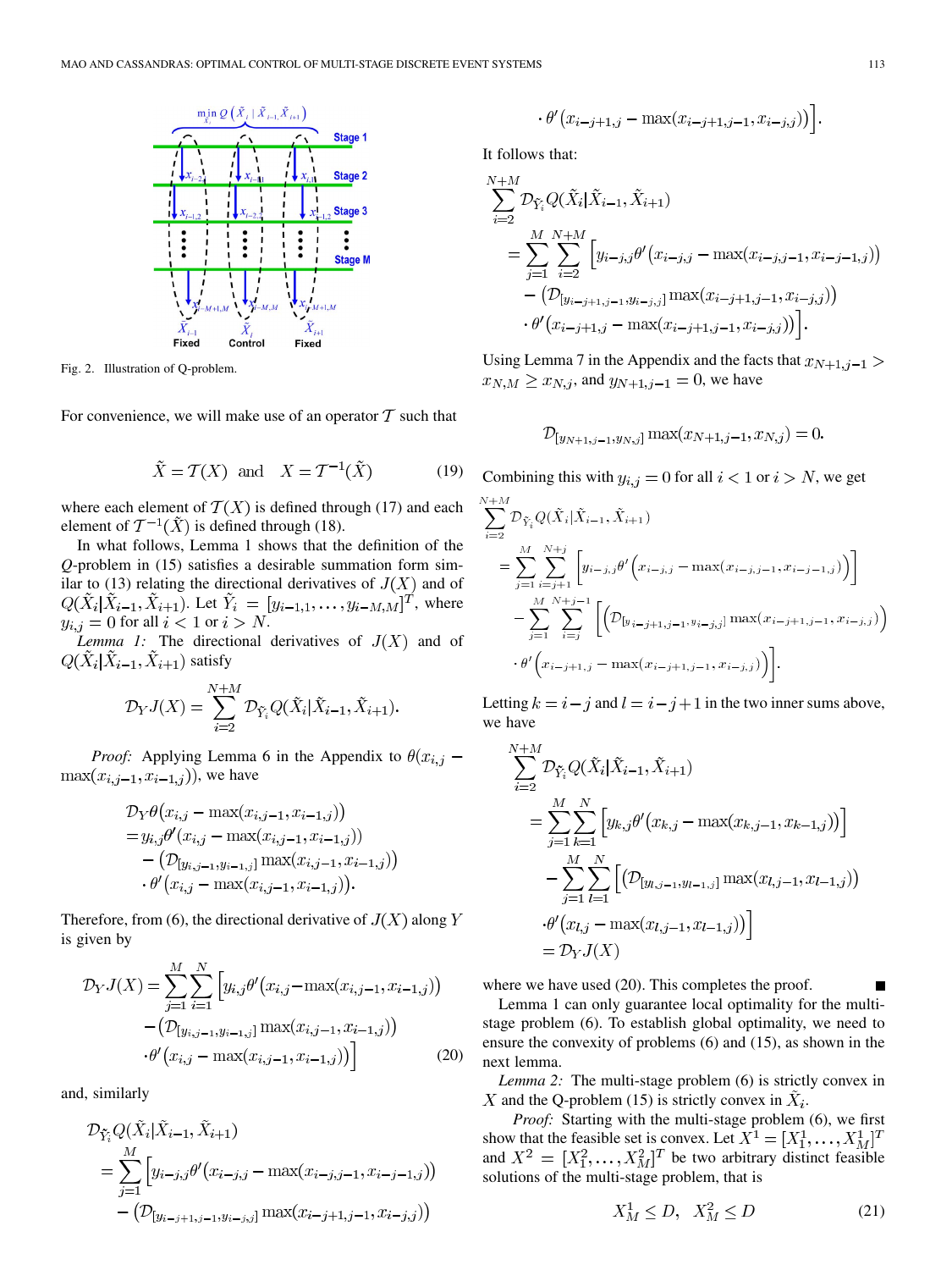Fig. 2. Illustration of Q-problem.

For convenience, we will make use of an operator $\mathcal{T}$ such that

$$\tilde{X} = \mathcal{T}(X) \quad \text{and} \quad X = \mathcal{T}^{-1}(\tilde{X}) \tag{19}$$

where each element of $\mathcal{T}(X)$ is defined through (17) and each element of $\mathcal{T}^{-1}(\tilde{X})$ is defined through (18).

In what follows, Lemma 1 shows that the definition of the $Q$-problem in (15) satisfies a desirable summation form similar to (13) relating the directional derivatives of $J(X)$ and of $Q(\tilde{X}_i|\tilde{X}_{i-1}, \tilde{X}_{i+1})$. Let $\tilde{Y}_i = [y_{i-1,1}, \ldots, y_{i-M,M}]^T$, where $y_{i,j} = 0$ for all $i < 1$ or $i > N$.

*Lemma 1:* The directional derivatives of $J(X)$ and of $Q(\tilde{X}_i|\tilde{X}_{i-1}, \tilde{X}_{i+1})$ satisfy

$$\mathcal{D}_Y J(X) = \sum_{i=2}^{N+M} \mathcal{D}_{\tilde{Y}_i} Q(\tilde{X}_i|\tilde{X}_{i-1}, \tilde{X}_{i+1}).$$

*Proof:* Applying Lemma 6 in the Appendix to $\theta(x_{i,j} - \max(x_{i,j-1}, x_{i-1,j}))$, we have

$$\begin{aligned}
&\mathcal{D}_Y \theta\big(x_{i,j} - \max(x_{i,j-1}, x_{i-1,j})\big) \\
&= y_{i,j}\theta'\big(x_{i,j} - \max(x_{i,j-1}, x_{i-1,j})\big) \\
&\quad - \big(\mathcal{D}_{[y_{i,j-1}, y_{i-1,j}]} \max(x_{i,j-1}, x_{i-1,j})\big) \\
&\quad \cdot \theta'\big(x_{i,j} - \max(x_{i,j-1}, x_{i-1,j})\big).
\end{aligned}$$

Therefore, from (6), the directional derivative of $J(X)$ along $Y$ is given by

$$\begin{aligned}
\mathcal{D}_Y J(X) = \sum_{j=1}^{M}\sum_{i=1}^{N} \Big[ &y_{i,j}\theta'\big(x_{i,j} - \max(x_{i,j-1}, x_{i-1,j})\big) \\
&- \big(\mathcal{D}_{[y_{i,j-1}, y_{i-1,j}]} \max(x_{i,j-1}, x_{i-1,j})\big) \\
&\cdot \theta'\big(x_{i,j} - \max(x_{i,j-1}, x_{i-1,j})\big)\Big]
\end{aligned} \tag{20}$$

and, similarly

$$\begin{aligned}
&\mathcal{D}_{\tilde{Y}_i} Q(\tilde{X}_i|\tilde{X}_{i-1}, \tilde{X}_{i+1}) \\
&= \sum_{j=1}^{M} \Big[ y_{i-j,j}\theta'\big(x_{i-j,j} - \max(x_{i-j,j-1}, x_{i-j-1,j})\big) \\
&\quad - \big(\mathcal{D}_{[y_{i-j+1,j-1}, y_{i-j,j}]} \max(x_{i-j+1,j-1}, x_{i-j,j})\big) \\
&\quad \cdot \theta'\big(x_{i-j+1,j} - \max(x_{i-j+1,j-1}, x_{i-j,j})\big)\Big].
\end{aligned}$$

It follows that:

$$\begin{aligned}
&\sum_{i=2}^{N+M} \mathcal{D}_{\tilde{Y}_i} Q(\tilde{X}_i|\tilde{X}_{i-1}, \tilde{X}_{i+1}) \\
&= \sum_{j=1}^{M}\sum_{i=2}^{N+M} \Big[ y_{i-j,j}\theta'\big(x_{i-j,j} - \max(x_{i-j,j-1}, x_{i-j-1,j})\big) \\
&\quad - \big(\mathcal{D}_{[y_{i-j+1,j-1}, y_{i-j,j}]} \max(x_{i-j+1,j-1}, x_{i-j,j})\big) \\
&\quad \cdot \theta'\big(x_{i-j+1,j} - \max(x_{i-j+1,j-1}, x_{i-j,j})\big)\Big].
\end{aligned}$$

Using Lemma 7 in the Appendix and the facts that $x_{N+1,j-1} > x_{N,M} \geq x_{N,j}$, and $y_{N+1,j-1} = 0$, we have

$$\mathcal{D}_{[y_{N+1,j-1}, y_{N,j}]} \max(x_{N+1,j-1}, x_{N,j}) = 0.$$

Combining this with $y_{i,j} = 0$ for all $i < 1$ or $i > N$, we get

$$\begin{aligned}
&\sum_{i=2}^{N+M} \mathcal{D}_{\tilde{Y}_i} Q(\tilde{X}_i|\tilde{X}_{i-1}, \tilde{X}_{i+1}) \\
&= \sum_{j=1}^{M}\sum_{i=j+1}^{N+j} \Big[ y_{i-j,j}\theta'\big(x_{i-j,j} - \max(x_{i-j,j-1}, x_{i-j-1,j})\big)\Big] \\
&\quad - \sum_{j=1}^{M}\sum_{i=j}^{N+j-1} \Big[\big(\mathcal{D}_{[y_{i-j+1,j-1}, y_{i-j,j}]} \max(x_{i-j+1,j-1}, x_{i-j,j})\big) \\
&\quad \cdot \theta'\big(x_{i-j+1,j} - \max(x_{i-j+1,j-1}, x_{i-j,j})\big)\Big].
\end{aligned}$$

Letting $k = i - j$ and $l = i - j + 1$ in the two inner sums above, we have

$$\begin{aligned}
&\sum_{i=2}^{N+M} \mathcal{D}_{\tilde{Y}_i} Q(\tilde{X}_i|\tilde{X}_{i-1}, \tilde{X}_{i+1}) \\
&= \sum_{j=1}^{M}\sum_{k=1}^{N} \Big[ y_{k,j}\theta'\big(x_{k,j} - \max(x_{k,j-1}, x_{k-1,j})\big)\Big] \\
&\quad - \sum_{j=1}^{M}\sum_{l=1}^{N} \Big[\big(\mathcal{D}_{[y_{l,j-1}, y_{l-1,j}]} \max(x_{l,j-1}, x_{l-1,j})\big) \\
&\quad \cdot \theta'\big(x_{l,j} - \max(x_{l,j-1}, x_{l-1,j})\big)\Big] \\
&= \mathcal{D}_Y J(X)
\end{aligned}$$

where we have used (20). This completes the proof. ■

Lemma 1 can only guarantee local optimality for the multi-stage problem (6). To establish global optimality, we need to ensure the convexity of problems (6) and (15), as shown in the next lemma.

*Lemma 2:* The multi-stage problem (6) is strictly convex in $X$ and the Q-problem (15) is strictly convex in $\tilde{X}_i$.

*Proof:* Starting with the multi-stage problem (6), we first show that the feasible set is convex. Let $X^1 = [X_1^1, \ldots, X_M^1]^T$ and $X^2 = [X_1^2, \ldots, X_M^2]^T$ be two arbitrary distinct feasible solutions of the multi-stage problem, that is

$$X_M^1 \leq D, \quad X_M^2 \leq D \tag{21}$$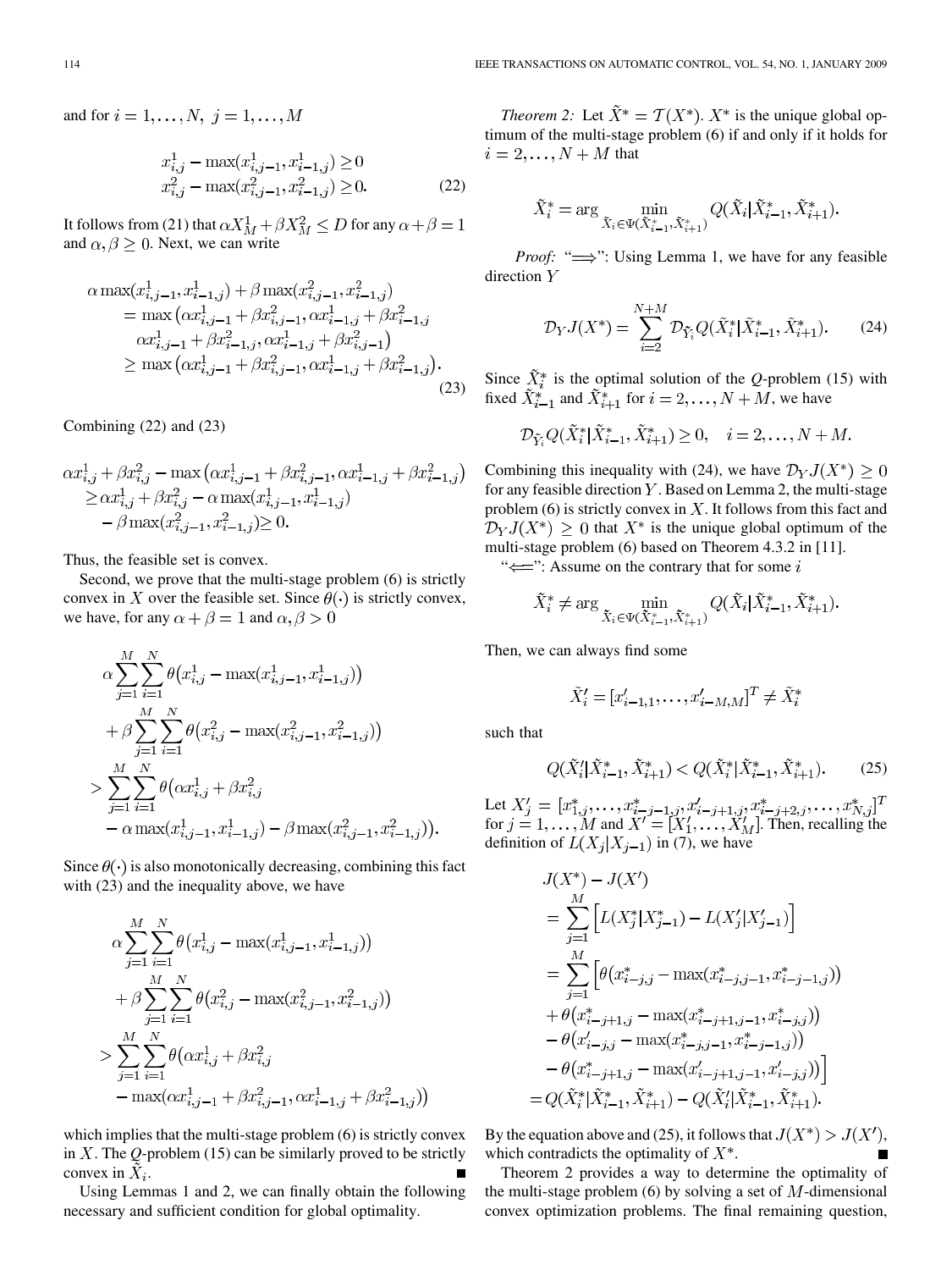and for $i = 1, \ldots, N,\ j = 1, \ldots, M$

$$
\begin{aligned}
x^1_{i,j} - \max(x^1_{i,j-1}, x^1_{i-1,j}) \geq 0 \\
x^2_{i,j} - \max(x^2_{i,j-1}, x^2_{i-1,j}) \geq 0.
\end{aligned} \tag{22}
$$

It follows from (21) that $\alpha X^1_M + \beta X^2_M \leq D$ for any $\alpha + \beta = 1$ and $\alpha, \beta \geq 0$. Next, we can write

$$
\begin{aligned}
&\alpha \max(x^1_{i,j-1}, x^1_{i-1,j}) + \beta \max(x^2_{i,j-1}, x^2_{i-1,j}) \\
&\quad = \max\big(\alpha x^1_{i,j-1} + \beta x^2_{i,j-1}, \alpha x^1_{i-1,j} + \beta x^2_{i-1,j} \\
&\qquad \alpha x^1_{i,j-1} + \beta x^2_{i-1,j}, \alpha x^1_{i-1,j} + \beta x^2_{i,j-1}\big) \\
&\quad \geq \max\big(\alpha x^1_{i,j-1} + \beta x^2_{i,j-1}, \alpha x^1_{i-1,j} + \beta x^2_{i-1,j}\big).
\end{aligned} \tag{23}
$$

Combining (22) and (23)

$$
\begin{aligned}
&\alpha x^1_{i,j} + \beta x^2_{i,j} - \max\big(\alpha x^1_{i,j-1} + \beta x^2_{i,j-1}, \alpha x^1_{i-1,j} + \beta x^2_{i-1,j}\big) \\
&\geq \alpha x^1_{i,j} + \beta x^2_{i,j} - \alpha \max(x^1_{i,j-1}, x^1_{i-1,j}) \\
&\quad - \beta \max(x^2_{i,j-1}, x^2_{i-1,j}) \geq 0.
\end{aligned}
$$

Thus, the feasible set is convex.

Second, we prove that the multi-stage problem (6) is strictly convex in $X$ over the feasible set. Since $\theta(\cdot)$ is strictly convex, we have, for any $\alpha + \beta = 1$ and $\alpha, \beta > 0$

$$
\begin{aligned}
&\alpha \sum_{j=1}^{M} \sum_{i=1}^{N} \theta\big(x^1_{i,j} - \max(x^1_{i,j-1}, x^1_{i-1,j})\big) \\
&\quad + \beta \sum_{j=1}^{M} \sum_{i=1}^{N} \theta\big(x^2_{i,j} - \max(x^2_{i,j-1}, x^2_{i-1,j})\big) \\
&> \sum_{j=1}^{M} \sum_{i=1}^{N} \theta\big(\alpha x^1_{i,j} + \beta x^2_{i,j} \\
&\quad - \alpha \max(x^1_{i,j-1}, x^1_{i-1,j}) - \beta \max(x^2_{i,j-1}, x^2_{i-1,j})\big).
\end{aligned}
$$

Since $\theta(\cdot)$ is also monotonically decreasing, combining this fact with (23) and the inequality above, we have

$$
\begin{aligned}
&\alpha \sum_{j=1}^{M} \sum_{i=1}^{N} \theta\big(x^1_{i,j} - \max(x^1_{i,j-1}, x^1_{i-1,j})\big) \\
&\quad + \beta \sum_{j=1}^{M} \sum_{i=1}^{N} \theta\big(x^2_{i,j} - \max(x^2_{i,j-1}, x^2_{i-1,j})\big) \\
&> \sum_{j=1}^{M} \sum_{i=1}^{N} \theta\big(\alpha x^1_{i,j} + \beta x^2_{i,j} \\
&\quad - \max(\alpha x^1_{i,j-1} + \beta x^2_{i,j-1}, \alpha x^1_{i-1,j} + \beta x^2_{i-1,j})\big)
\end{aligned}
$$

which implies that the multi-stage problem (6) is strictly convex in $X$. The $Q$-problem (15) can be similarly proved to be strictly convex in $\tilde{X}_i$. ∎

Using Lemmas 1 and 2, we can finally obtain the following necessary and sufficient condition for global optimality.

*Theorem 2:* Let $\tilde{X}^* = \mathcal{T}(X^*)$. $X^*$ is the unique global optimum of the multi-stage problem (6) if and only if it holds for $i = 2, \ldots, N + M$ that

$$
\tilde{X}^*_i = \arg \min_{\tilde{X}_i \in \Psi(\tilde{X}^*_{i-1}, \tilde{X}^*_{i+1})} Q(\tilde{X}_i | \tilde{X}^*_{i-1}, \tilde{X}^*_{i+1}).
$$

*Proof:* "$\Longrightarrow$": Using Lemma 1, we have for any feasible direction $Y$

$$
\mathcal{D}_Y J(X^*) = \sum_{i=2}^{N+M} \mathcal{D}_{\tilde{Y}_i} Q(\tilde{X}^*_i | \tilde{X}^*_{i-1}, \tilde{X}^*_{i+1}). \tag{24}
$$

Since $\tilde{X}^*_i$ is the optimal solution of the $Q$-problem (15) with fixed $\tilde{X}^*_{i-1}$ and $\tilde{X}^*_{i+1}$ for $i = 2, \ldots, N + M$, we have

$$
\mathcal{D}_{\tilde{Y}_i} Q(\tilde{X}^*_i | \tilde{X}^*_{i-1}, \tilde{X}^*_{i+1}) \geq 0, \quad i = 2, \ldots, N + M.
$$

Combining this inequality with (24), we have $\mathcal{D}_Y J(X^*) \geq 0$ for any feasible direction $Y$. Based on Lemma 2, the multi-stage problem (6) is strictly convex in $X$. It follows from this fact and $\mathcal{D}_Y J(X^*) \geq 0$ that $X^*$ is the unique global optimum of the multi-stage problem (6) based on Theorem 4.3.2 in [11].

"$\Longleftarrow$": Assume on the contrary that for some $i$

$$
\tilde{X}^*_i \neq \arg \min_{\tilde{X}_i \in \Psi(\tilde{X}^*_{i-1}, \tilde{X}^*_{i+1})} Q(\tilde{X}_i | \tilde{X}^*_{i-1}, \tilde{X}^*_{i+1}).
$$

Then, we can always find some

$$
\tilde{X}'_i = [x'_{i-1,1}, \ldots, x'_{i-M,M}]^T \neq \tilde{X}^*_i
$$

such that

$$
Q(\tilde{X}'_i | \tilde{X}^*_{i-1}, \tilde{X}^*_{i+1}) < Q(\tilde{X}^*_i | \tilde{X}^*_{i-1}, \tilde{X}^*_{i+1}). \tag{25}
$$

Let $X'_j = [x^*_{1,j}, \ldots, x^*_{i-j-1,j}, x'_{i-j+1,j}, x^*_{i-j+2,j}, \ldots, x^*_{N,j}]^T$ for $j = 1, \ldots, M$ and $X' = [X'_1, \ldots, X'_M]$. Then, recalling the definition of $L(X_j | X_{j-1})$ in (7), we have

$$
\begin{aligned}
&J(X^*) - J(X') \\
&= \sum_{j=1}^{M} \Big[ L(X^*_j | X^*_{j-1}) - L(X'_j | X'_{j-1}) \Big] \\
&= \sum_{j=1}^{M} \Big[ \theta\big(x^*_{i-j,j} - \max(x^*_{i-j,j-1}, x^*_{i-j-1,j})\big) \\
&\quad + \theta\big(x^*_{i-j+1,j} - \max(x^*_{i-j+1,j-1}, x^*_{i-j,j})\big) \\
&\quad - \theta\big(x'_{i-j,j} - \max(x^*_{i-j,j-1}, x^*_{i-j-1,j})\big) \\
&\quad - \theta\big(x^*_{i-j+1,j} - \max(x'_{i-j+1,j-1}, x'_{i-j,j})\big) \Big] \\
&= Q(\tilde{X}^*_i | \tilde{X}^*_{i-1}, \tilde{X}^*_{i+1}) - Q(\tilde{X}'_i | \tilde{X}^*_{i-1}, \tilde{X}^*_{i+1}).
\end{aligned}
$$

By the equation above and (25), it follows that $J(X^*) > J(X')$, which contradicts the optimality of $X^*$. ∎

Theorem 2 provides a way to determine the optimality of the multi-stage problem (6) by solving a set of $M$-dimensional convex optimization problems. The final remaining question,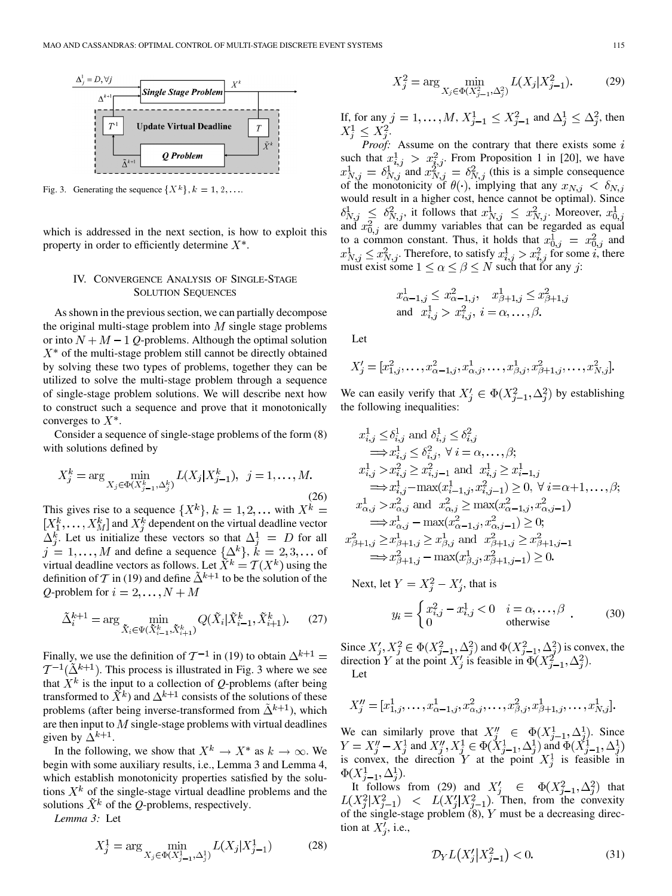Fig. 3. Generating the sequence $\{X^k\}, k = 1, 2, \ldots$.

which is addressed in the next section, is how to exploit this property in order to efficiently determine $X^*$.

## IV. Convergence Analysis of Single-Stage Solution Sequences

As shown in the previous section, we can partially decompose the original multi-stage problem into $M$ single stage problems or into $N+M-1$ $Q$-problems. Although the optimal solution $X^*$ of the multi-stage problem still cannot be directly obtained by solving these two types of problems, together they can be utilized to solve the multi-stage problem through a sequence of single-stage problem solutions. We will describe next how to construct such a sequence and prove that it monotonically converges to $X^*$.

Consider a sequence of single-stage problems of the form (8) with solutions defined by

$$X_j^k = \arg\min_{X_j \in \Phi(X_{j-1}^k, \Delta_j^k)} L(X_j | X_{j-1}^k), \quad j = 1, \ldots, M. \tag{26}$$

This gives rise to a sequence $\{X^k\}, k = 1, 2, \ldots$ with $X^k = [X_1^k, \ldots, X_M^k]$ and $X_j^k$ dependent on the virtual deadline vector $\Delta_j^k$. Let us initialize these vectors so that $\Delta_j^1 = D$ for all $j = 1, \ldots, M$ and define a sequence $\{\Delta^k\}, k = 2, 3, \ldots$ of virtual deadline vectors as follows. Let $\tilde{X}^k = \mathcal{T}(X^k)$ using the definition of $\mathcal{T}$ in (19) and define $\tilde{\Delta}^{k+1}$ to be the solution of the $Q$-problem for $i = 2, \ldots, N+M$

$$\tilde{\Delta}_i^{k+1} = \arg\min_{\tilde{X}_i \in \Psi(\tilde{X}_{i-1}^k, \tilde{X}_{i+1}^k)} Q(\tilde{X}_i | \tilde{X}_{i-1}^k, \tilde{X}_{i+1}^k). \tag{27}$$

Finally, we use the definition of $\mathcal{T}^{-1}$ in (19) to obtain $\Delta^{k+1} = \mathcal{T}^{-1}(\tilde{\Delta}^{k+1})$. This process is illustrated in Fig. 3 where we see that $X^k$ is the input to a collection of $Q$-problems (after being transformed to $\tilde{X}^k$) and $\Delta^{k+1}$ consists of the solutions of these problems (after being inverse-transformed from $\tilde{\Delta}^{k+1}$), which are then input to $M$ single-stage problems with virtual deadlines given by $\Delta^{k+1}$.

In the following, we show that $X^k \to X^*$ as $k \to \infty$. We begin with some auxiliary results, i.e., Lemma 3 and Lemma 4, which establish monotonicity properties satisfied by the solutions $X^k$ of the single-stage virtual deadline problems and the solutions $\tilde{X}^k$ of the $Q$-problems, respectively.

*Lemma 3:* Let

$$X_j^1 = \arg\min_{X_j \in \Phi(X_{j-1}^1, \Delta_j^1)} L(X_j | X_{j-1}^1) \tag{28}$$

$$X_j^2 = \arg\min_{X_j \in \Phi(X_{j-1}^2, \Delta_j^2)} L(X_j | X_{j-1}^2). \tag{29}$$

If, for any $j = 1, \ldots, M$, $X_{j-1}^1 \le X_{j-1}^2$ and $\Delta_j^1 \le \Delta_j^2$, then $X_j^1 \le X_j^2$.

*Proof:* Assume on the contrary that there exists some $i$ such that $x_{i,j}^1 > x_{i,j}^2$. From Proposition 1 in [20], we have $x_{N,j}^1 = \delta_{N,j}^1$ and $x_{N,j}^2 = \delta_{N,j}^2$ (this is a simple consequence of the monotonicity of $\theta(\cdot)$, implying that any $x_{N,j} < \delta_{N,j}$ would result in a higher cost, hence cannot be optimal). Since $\delta_{N,j}^1 \le \delta_{N,j}^2$, it follows that $x_{N,j}^1 \le x_{N,j}^2$. Moreover, $x_{0,j}^1$ and $x_{0,j}^2$ are dummy variables that can be regarded as equal to a common constant. Thus, it holds that $x_{0,j}^1 = x_{0,j}^2$ and $x_{N,j}^1 \le x_{N,j}^2$. Therefore, to satisfy $x_{i,j}^1 > x_{i,j}^2$ for some $i$, there must exist some $1 \le \alpha \le \beta \le N$ such that for any $j$:

$$x_{\alpha-1,j}^1 \le x_{\alpha-1,j}^2, \quad x_{\beta+1,j}^1 \le x_{\beta+1,j}^2$$
$$\text{and} \quad x_{i,j}^1 > x_{i,j}^2, \; i = \alpha, \ldots, \beta.$$

Let

$$X_j' = [x_{1,j}^2, \ldots, x_{\alpha-1,j}^2, x_{\alpha,j}^1, \ldots, x_{\beta,j}^1, x_{\beta+1,j}^2, \ldots, x_{N,j}^2].$$

We can easily verify that $X_j' \in \Phi(X_{j-1}^2, \Delta_j^2)$ by establishing the following inequalities:

$$x_{i,j}^1 \le \delta_{i,j}^1 \text{ and } \delta_{i,j}^1 \le \delta_{i,j}^2$$
$$\Longrightarrow x_{i,j}^1 \le \delta_{i,j}^2, \; \forall\, i = \alpha, \ldots, \beta;$$
$$x_{i,j}^1 > x_{i,j}^2 \ge x_{i,j-1}^2 \text{ and } x_{i,j}^1 \ge x_{i-1,j}^1$$
$$\Longrightarrow x_{i,j}^1 - \max(x_{i-1,j}^1, x_{i,j-1}^2) \ge 0, \; \forall\, i = \alpha+1, \ldots, \beta;$$
$$x_{\alpha,j}^1 > x_{\alpha,j}^2 \text{ and } x_{\alpha,j}^2 \ge \max(x_{\alpha-1,j}^2, x_{\alpha,j-1}^2)$$
$$\Longrightarrow x_{\alpha,j}^1 - \max(x_{\alpha-1,j}^2, x_{\alpha,j-1}^2) \ge 0;$$
$$x_{\beta+1,j}^2 \ge x_{\beta+1,j}^1 \ge x_{\beta,j}^1 \text{ and } x_{\beta+1,j}^2 \ge x_{\beta+1,j-1}^2$$
$$\Longrightarrow x_{\beta+1,j}^2 - \max(x_{\beta,j}^1, x_{\beta+1,j-1}^2) \ge 0.$$

Next, let $Y = X_j^2 - X_j'$, that is

$$y_i = \begin{cases} x_{i,j}^2 - x_{i,j}^1 < 0 & i = \alpha, \ldots, \beta \\ 0 & \text{otherwise} \end{cases}. \tag{30}$$

Since $X_j', X_j^2 \in \Phi(X_{j-1}^2, \Delta_j^2)$ and $\Phi(X_{j-1}^2, \Delta_j^2)$ is convex, the direction $Y$ at the point $X_j'$ is feasible in $\Phi(X_{j-1}^2, \Delta_j^2)$.

Let

$$X_j'' = [x_{1,j}^1, \ldots, x_{\alpha-1,j}^1, x_{\alpha,j}^2, \ldots, x_{\beta,j}^2, x_{\beta+1,j}^1, \ldots, x_{N,j}^1].$$

We can similarly prove that $X_j'' \in \Phi(X_{j-1}^1, \Delta_j^1)$. Since $Y = X_j'' - X_j^1$ and $X_j'', X_j^1 \in \Phi(X_{j-1}^1, \Delta_j^1)$ and $\Phi(X_{j-1}^1, \Delta_j^1)$ is convex, the direction $Y$ at the point $X_j^1$ is feasible in $\Phi(X_{j-1}^1, \Delta_j^1)$.

It follows from (29) and $X_j' \in \Phi(X_{j-1}^2, \Delta_j^2)$ that $L(X_j^2 | X_{j-1}^2) < L(X_j' | X_{j-1}^2)$. Then, from the convexity of the single-stage problem (8), $Y$ must be a decreasing direction at $X_j'$, i.e.,

$$\mathcal{D}_Y L(X_j' | X_{j-1}^2) < 0. \tag{31}$$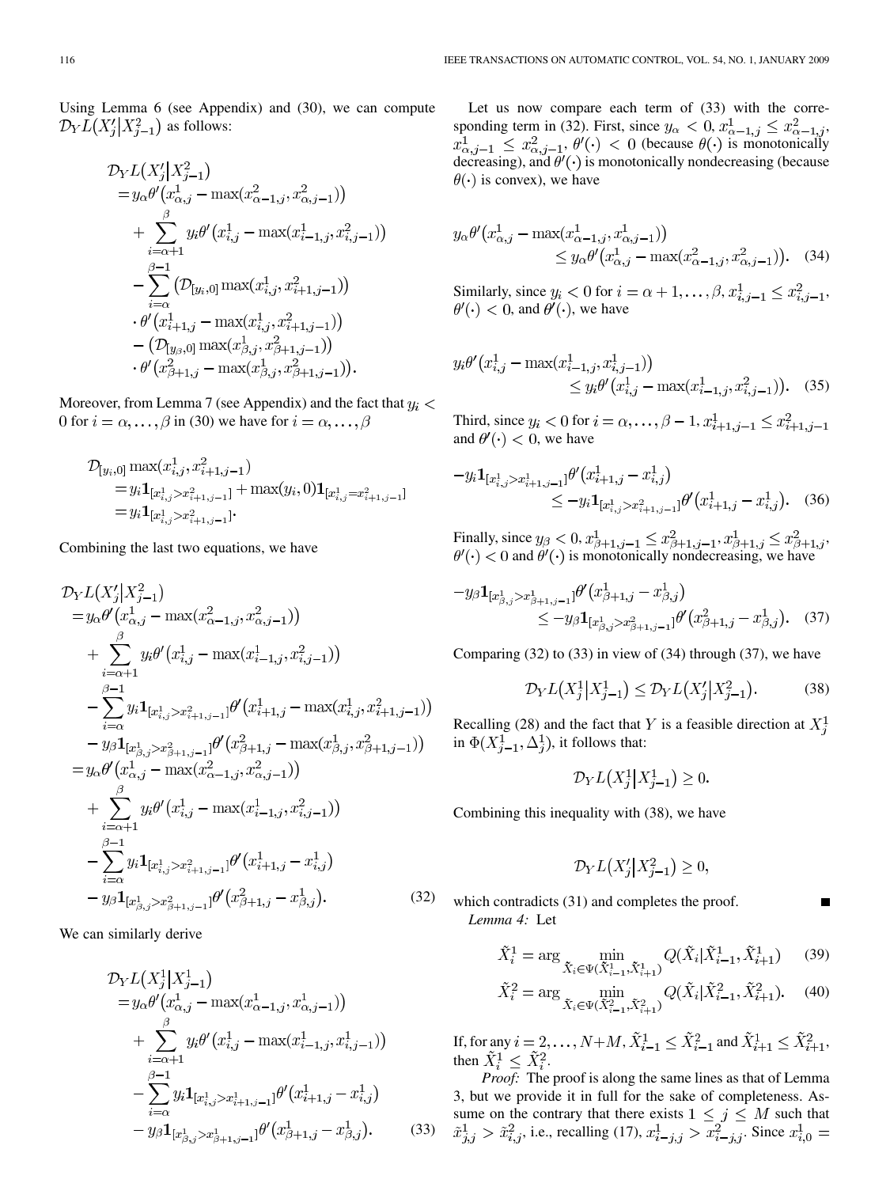Using Lemma 6 (see Appendix) and (30), we can compute $\mathcal{D}_Y L(X_j' | X_{j-1}^2)$ as follows:

$$
\begin{aligned}
\mathcal{D}_Y L(X_j' | X_{j-1}^2)
&= y_\alpha \theta'\left(x_{\alpha,j}^1 - \max(x_{\alpha-1,j}^2, x_{\alpha,j-1}^2)\right) \\
&\quad + \sum_{i=\alpha+1}^{\beta} y_i \theta'\left(x_{i,j}^1 - \max(x_{i-1,j}^1, x_{i,j-1}^2)\right) \\
&\quad - \sum_{i=\alpha}^{\beta-1} \left(\mathcal{D}_{[y_i,0]} \max(x_{i,j}^1, x_{i+1,j-1}^2)\right) \\
&\qquad \cdot \theta'\left(x_{i+1,j}^1 - \max(x_{i,j}^1, x_{i+1,j-1}^2)\right) \\
&\quad - \left(\mathcal{D}_{[y_\beta,0]} \max(x_{\beta,j}^1, x_{\beta+1,j-1}^2)\right) \\
&\qquad \cdot \theta'\left(x_{\beta+1,j}^2 - \max(x_{\beta,j}^1, x_{\beta+1,j-1}^2)\right).
\end{aligned}
$$

Moreover, from Lemma 7 (see Appendix) and the fact that $y_i < 0$ for $i = \alpha, \ldots, \beta$ in (30) we have for $i = \alpha, \ldots, \beta$

$$
\begin{aligned}
\mathcal{D}_{[y_i,0]} \max(x_{i,j}^1, x_{i+1,j-1}^2)
&= y_i \mathbf{1}_{[x_{i,j}^1 > x_{i+1,j-1}^2]} + \max(y_i, 0) \mathbf{1}_{[x_{i,j}^1 = x_{i+1,j-1}^2]} \\
&= y_i \mathbf{1}_{[x_{i,j}^1 > x_{i+1,j-1}^2]}.
\end{aligned}
$$

Combining the last two equations, we have

$$
\begin{aligned}
\mathcal{D}_Y L(X_j' | X_{j-1}^2)
&= y_\alpha \theta'\left(x_{\alpha,j}^1 - \max(x_{\alpha-1,j}^2, x_{\alpha,j-1}^2)\right) \\
&\quad + \sum_{i=\alpha+1}^{\beta} y_i \theta'\left(x_{i,j}^1 - \max(x_{i-1,j}^1, x_{i,j-1}^2)\right) \\
&\quad - \sum_{i=\alpha}^{\beta-1} y_i \mathbf{1}_{[x_{i,j}^1 > x_{i+1,j-1}^2]} \theta'\left(x_{i+1,j}^1 - \max(x_{i,j}^1, x_{i+1,j-1}^2)\right) \\
&\quad - y_\beta \mathbf{1}_{[x_{\beta,j}^1 > x_{\beta+1,j-1}^2]} \theta'\left(x_{\beta+1,j}^2 - \max(x_{\beta,j}^1, x_{\beta+1,j-1}^2)\right) \\
&= y_\alpha \theta'\left(x_{\alpha,j}^1 - \max(x_{\alpha-1,j}^2, x_{\alpha,j-1}^2)\right) \\
&\quad + \sum_{i=\alpha+1}^{\beta} y_i \theta'\left(x_{i,j}^1 - \max(x_{i-1,j}^1, x_{i,j-1}^2)\right) \\
&\quad - \sum_{i=\alpha}^{\beta-1} y_i \mathbf{1}_{[x_{i,j}^1 > x_{i+1,j-1}^2]} \theta'\left(x_{i+1,j}^1 - x_{i,j}^1\right) \\
&\quad - y_\beta \mathbf{1}_{[x_{\beta,j}^1 > x_{\beta+1,j-1}^2]} \theta'\left(x_{\beta+1,j}^2 - x_{\beta,j}^1\right).
\end{aligned} \tag{32}
$$

We can similarly derive

$$
\begin{aligned}
\mathcal{D}_Y L(X_j^1 | X_{j-1}^1)
&= y_\alpha \theta'\left(x_{\alpha,j}^1 - \max(x_{\alpha-1,j}^1, x_{\alpha,j-1}^1)\right) \\
&\quad + \sum_{i=\alpha+1}^{\beta} y_i \theta'\left(x_{i,j}^1 - \max(x_{i-1,j}^1, x_{i,j-1}^1)\right) \\
&\quad - \sum_{i=\alpha}^{\beta-1} y_i \mathbf{1}_{[x_{i,j}^1 > x_{i+1,j-1}^1]} \theta'\left(x_{i+1,j}^1 - x_{i,j}^1\right) \\
&\quad - y_\beta \mathbf{1}_{[x_{\beta,j}^1 > x_{\beta+1,j-1}^1]} \theta'\left(x_{\beta+1,j}^1 - x_{\beta,j}^1\right).
\end{aligned} \tag{33}
$$

Let us now compare each term of (33) with the corresponding term in (32). First, since $y_\alpha < 0$, $x_{\alpha-1,j}^1 \leq x_{\alpha-1,j}^2$, $x_{\alpha,j-1}^1 \leq x_{\alpha,j-1}^2$, $\theta'(\cdot) < 0$ (because $\theta(\cdot)$ is monotonically decreasing), and $\theta'(\cdot)$ is monotonically nondecreasing (because $\theta(\cdot)$ is convex), we have

$$
y_\alpha \theta'\left(x_{\alpha,j}^1 - \max(x_{\alpha-1,j}^1, x_{\alpha,j-1}^1)\right) \leq y_\alpha \theta'\left(x_{\alpha,j}^1 - \max(x_{\alpha-1,j}^2, x_{\alpha,j-1}^2)\right). \tag{34}
$$

Similarly, since $y_i < 0$ for $i = \alpha+1, \ldots, \beta$, $x_{i,j-1}^1 \leq x_{i,j-1}^2$, $\theta'(\cdot) < 0$, and $\theta'(\cdot)$, we have

$$
y_i \theta'\left(x_{i,j}^1 - \max(x_{i-1,j}^1, x_{i,j-1}^1)\right) \leq y_i \theta'\left(x_{i,j}^1 - \max(x_{i-1,j}^1, x_{i,j-1}^2)\right). \tag{35}
$$

Third, since $y_i < 0$ for $i = \alpha, \ldots, \beta-1$, $x_{i+1,j-1}^1 \leq x_{i+1,j-1}^2$ and $\theta'(\cdot) < 0$, we have

$$
-y_i \mathbf{1}_{[x_{i,j}^1 > x_{i+1,j-1}^1]} \theta'\left(x_{i+1,j}^1 - x_{i,j}^1\right) \leq -y_i \mathbf{1}_{[x_{i,j}^1 > x_{i+1,j-1}^2]} \theta'\left(x_{i+1,j}^1 - x_{i,j}^1\right). \tag{36}
$$

Finally, since $y_\beta < 0$, $x_{\beta+1,j-1}^1 \leq x_{\beta+1,j-1}^2$, $x_{\beta+1,j}^1 \leq x_{\beta+1,j}^2$, $\theta'(\cdot) < 0$ and $\theta'(\cdot)$ is monotonically nondecreasing, we have

$$
-y_\beta \mathbf{1}_{[x_{\beta,j}^1 > x_{\beta+1,j-1}^1]} \theta'\left(x_{\beta+1,j}^1 - x_{\beta,j}^1\right) \leq -y_\beta \mathbf{1}_{[x_{\beta,j}^1 > x_{\beta+1,j-1}^2]} \theta'\left(x_{\beta+1,j}^2 - x_{\beta,j}^1\right). \tag{37}
$$

Comparing (32) to (33) in view of (34) through (37), we have

$$
\mathcal{D}_Y L(X_j^1 | X_{j-1}^1) \leq \mathcal{D}_Y L(X_j' | X_{j-1}^2). \tag{38}
$$

Recalling (28) and the fact that $Y$ is a feasible direction at $X_j^1$ in $\Phi(X_{j-1}^1, \Delta_j^1)$, it follows that:

$$
\mathcal{D}_Y L(X_j^1 | X_{j-1}^1) \geq 0.
$$

Combining this inequality with (38), we have

$$
\mathcal{D}_Y L(X_j' | X_{j-1}^2) \geq 0,
$$

which contradicts (31) and completes the proof. ■

*Lemma 4:* Let

$$
\tilde{X}_i^1 = \arg \min_{\tilde{X}_i \in \Psi(\tilde{X}_{i-1}^1, \tilde{X}_{i+1}^1)} Q(\tilde{X}_i | \tilde{X}_{i-1}^1, \tilde{X}_{i+1}^1) \tag{39}
$$

$$
\tilde{X}_i^2 = \arg \min_{\tilde{X}_i \in \Psi(\tilde{X}_{i-1}^2, \tilde{X}_{i+1}^2)} Q(\tilde{X}_i | \tilde{X}_{i-1}^2, \tilde{X}_{i+1}^2). \tag{40}
$$

If, for any $i = 2, \ldots, N+M$, $\tilde{X}_{i-1}^1 \leq \tilde{X}_{i-1}^2$ and $\tilde{X}_{i+1}^1 \leq \tilde{X}_{i+1}^2$, then $\tilde{X}_i^1 \leq \tilde{X}_i^2$.

*Proof:* The proof is along the same lines as that of Lemma 3, but we provide it in full for the sake of completeness. Assume on the contrary that there exists $1 \leq j \leq M$ such that $\tilde{x}_{j,j}^1 > \tilde{x}_{i,j}^2$, i.e., recalling (17), $x_{i-j,j}^1 > x_{i-j,j}^2$. Since $x_{i,0}^1 =$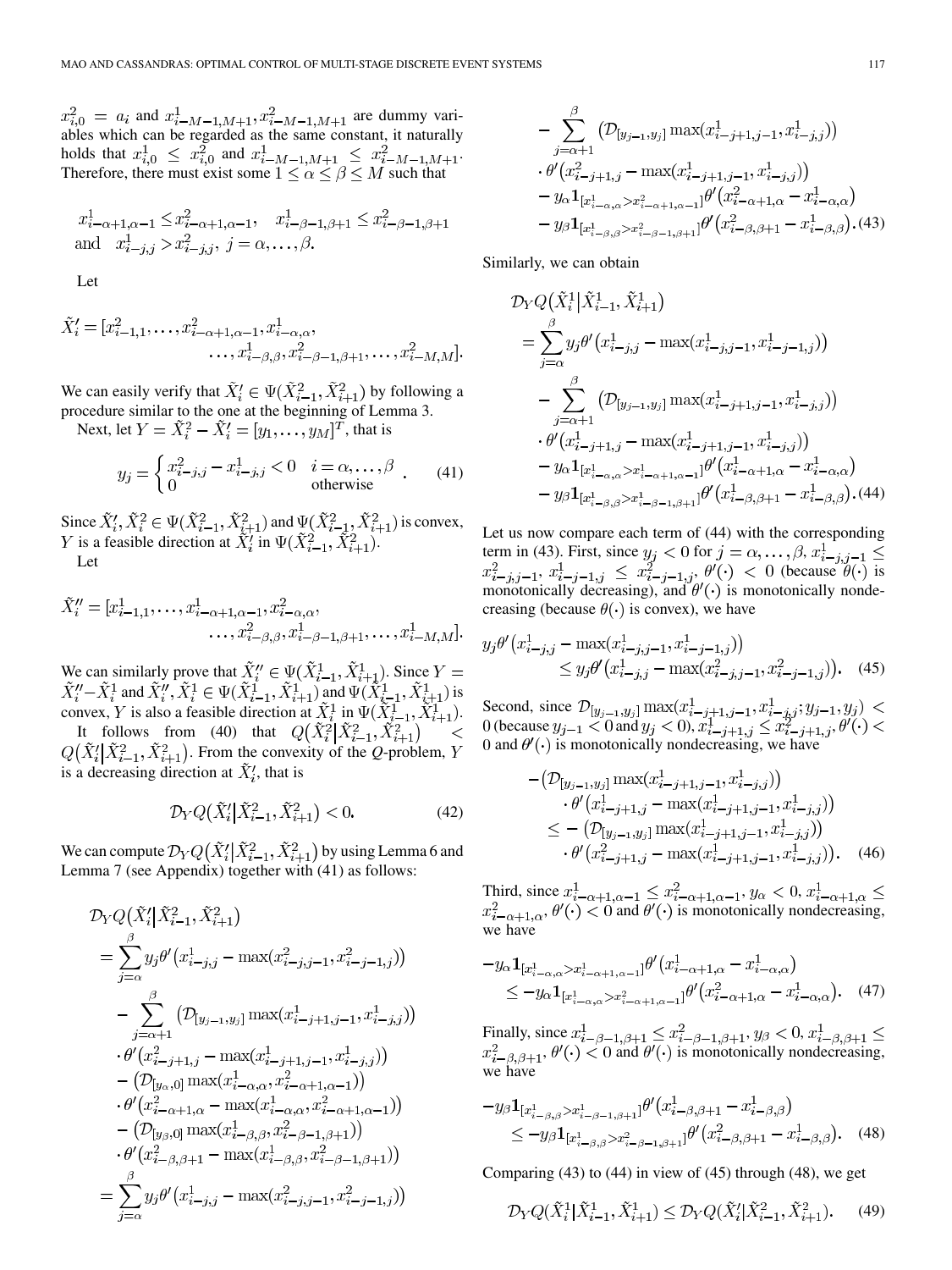$x_{i,0}^2 = a_i$ and $x_{i-M-1,M+1}^1, x_{i-M-1,M+1}^2$ are dummy variables which can be regarded as the same constant, it naturally holds that $x_{i,0}^1 \leq x_{i,0}^2$ and $x_{i-M-1,M+1}^1 \leq x_{i-M-1,M+1}^2$. Therefore, there must exist some $1 \leq \alpha \leq \beta \leq M$ such that

$$x_{i-\alpha+1,\alpha-1}^1 \leq x_{i-\alpha+1,\alpha-1}^2, \quad x_{i-\beta-1,\beta+1}^1 \leq x_{i-\beta-1,\beta+1}^2$$
$$\text{and} \quad x_{i-j,j}^1 > x_{i-j,j}^2, \; j = \alpha, \ldots, \beta.$$

Let

$$\tilde{X}_i' = [x_{i-1,1}^2, \ldots, x_{i-\alpha+1,\alpha-1}^2, x_{i-\alpha,\alpha}^1, \ldots, x_{i-\beta,\beta}^1, x_{i-\beta-1,\beta+1}^2, \ldots, x_{i-M,M}^2].$$

We can easily verify that $\tilde{X}_i' \in \Psi(\tilde{X}_{i-1}^2, \tilde{X}_{i+1}^2)$ by following a procedure similar to the one at the beginning of Lemma 3.

Next, let $Y = \tilde{X}_i^2 - \tilde{X}_i' = [y_1, \ldots, y_M]^T$, that is

$$y_j = \begin{cases} x_{i-j,j}^2 - x_{i-j,j}^1 < 0 & i = \alpha, \ldots, \beta \\ 0 & \text{otherwise} \end{cases}. \tag{41}$$

Since $\tilde{X}_i', \tilde{X}_i^2 \in \Psi(\tilde{X}_{i-1}^2, \tilde{X}_{i+1}^2)$ and $\Psi(\tilde{X}_{i-1}^2, \tilde{X}_{i+1}^2)$ is convex, $Y$ is a feasible direction at $\tilde{X}_i'$ in $\Psi(\tilde{X}_{i-1}^2, \tilde{X}_{i+1}^2)$.

Let

$$\tilde{X}_i'' = [x_{i-1,1}^1, \ldots, x_{i-\alpha+1,\alpha-1}^1, x_{i-\alpha,\alpha}^2, \ldots, x_{i-\beta,\beta}^2, x_{i-\beta-1,\beta+1}^1, \ldots, x_{i-M,M}^1].$$

We can similarly prove that $\tilde{X}_i'' \in \Psi(\tilde{X}_{i-1}^1, \tilde{X}_{i+1}^1)$. Since $Y = \tilde{X}_i'' - \tilde{X}_i^1$ and $\tilde{X}_i'', \tilde{X}_i^1 \in \Psi(\tilde{X}_{i-1}^1, \tilde{X}_{i+1}^1)$ and $\Psi(\tilde{X}_{i-1}^1, \tilde{X}_{i+1}^1)$ is convex, $Y$ is also a feasible direction at $\tilde{X}_i^1$ in $\Psi(\tilde{X}_{i-1}^1, \tilde{X}_{i+1}^1)$.

It follows from (40) that $Q(\tilde{X}_i^2 | \tilde{X}_{i-1}^2, \tilde{X}_{i+1}^2) < Q(\tilde{X}_i' | \tilde{X}_{i-1}^2, \tilde{X}_{i+1}^2)$. From the convexity of the $Q$-problem, $Y$ is a decreasing direction at $\tilde{X}_i'$, that is

$$\mathcal{D}_Y Q(\tilde{X}_i' | \tilde{X}_{i-1}^2, \tilde{X}_{i+1}^2) < 0. \tag{42}$$

We can compute $\mathcal{D}_Y Q(\tilde{X}_i' | \tilde{X}_{i-1}^2, \tilde{X}_{i+1}^2)$ by using Lemma 6 and Lemma 7 (see Appendix) together with (41) as follows:

$$\begin{aligned}
&\mathcal{D}_Y Q(\tilde{X}_i' | \tilde{X}_{i-1}^2, \tilde{X}_{i+1}^2) \\
&= \sum_{j=\alpha}^{\beta} y_j \theta'(x_{i-j,j}^1 - \max(x_{i-j,j-1}^2, x_{i-j-1,j}^2)) \\
&\quad - \sum_{j=\alpha+1}^{\beta} (\mathcal{D}_{[y_{j-1},y_j]} \max(x_{i-j+1,j-1}^1, x_{i-j,j}^1)) \\
&\quad \cdot \theta'(x_{i-j+1,j}^2 - \max(x_{i-j+1,j-1}^1, x_{i-j,j}^1)) \\
&\quad - (\mathcal{D}_{[y_\alpha,0]} \max(x_{i-\alpha,\alpha}^1, x_{i-\alpha+1,\alpha-1}^2)) \\
&\quad \cdot \theta'(x_{i-\alpha+1,\alpha}^2 - \max(x_{i-\alpha,\alpha}^1, x_{i-\alpha+1,\alpha-1}^2)) \\
&\quad - (\mathcal{D}_{[y_\beta,0]} \max(x_{i-\beta,\beta}^1, x_{i-\beta-1,\beta+1}^2)) \\
&\quad \cdot \theta'(x_{i-\beta,\beta+1}^2 - \max(x_{i-\beta,\beta}^1, x_{i-\beta-1,\beta+1}^2)) \\
&= \sum_{j=\alpha}^{\beta} y_j \theta'(x_{i-j,j}^1 - \max(x_{i-j,j-1}^2, x_{i-j-1,j}^2)) \\
&\quad - \sum_{j=\alpha+1}^{\beta} (\mathcal{D}_{[y_{j-1},y_j]} \max(x_{i-j+1,j-1}^1, x_{i-j,j}^1)) \\
&\quad \cdot \theta'(x_{i-j+1,j}^2 - \max(x_{i-j+1,j-1}^1, x_{i-j,j}^1)) \\
&\quad - y_\alpha \mathbf{1}_{[x_{i-\alpha,\alpha}^1 > x_{i-\alpha+1,\alpha-1}^2]} \theta'(x_{i-\alpha+1,\alpha}^2 - x_{i-\alpha,\alpha}^1) \\
&\quad - y_\beta \mathbf{1}_{[x_{i-\beta,\beta}^1 > x_{i-\beta-1,\beta+1}^2]} \theta'(x_{i-\beta,\beta+1}^2 - x_{i-\beta,\beta}^1).
\end{aligned} \tag{43}$$

Similarly, we can obtain

$$\begin{aligned}
&\mathcal{D}_Y Q(\tilde{X}_i^1 | \tilde{X}_{i-1}^1, \tilde{X}_{i+1}^1) \\
&= \sum_{j=\alpha}^{\beta} y_j \theta'(x_{i-j,j}^1 - \max(x_{i-j,j-1}^1, x_{i-j-1,j}^1)) \\
&\quad - \sum_{j=\alpha+1}^{\beta} (\mathcal{D}_{[y_{j-1},y_j]} \max(x_{i-j+1,j-1}^1, x_{i-j,j}^1)) \\
&\quad \cdot \theta'(x_{i-j+1,j}^1 - \max(x_{i-j+1,j-1}^1, x_{i-j,j}^1)) \\
&\quad - y_\alpha \mathbf{1}_{[x_{i-\alpha,\alpha}^1 > x_{i-\alpha+1,\alpha-1}^1]} \theta'(x_{i-\alpha+1,\alpha}^1 - x_{i-\alpha,\alpha}^1) \\
&\quad - y_\beta \mathbf{1}_{[x_{i-\beta,\beta}^1 > x_{i-\beta-1,\beta+1}^1]} \theta'(x_{i-\beta,\beta+1}^1 - x_{i-\beta,\beta}^1).
\end{aligned} \tag{44}$$

Let us now compare each term of (44) with the corresponding term in (43). First, since $y_j < 0$ for $j = \alpha, \ldots, \beta$, $x_{i-j,j-1}^1 \leq x_{i-j,j-1}^2$, $x_{i-j-1,j}^1 \leq x_{i-j-1,j}^2$, $\theta'(\cdot) < 0$ (because $\theta(\cdot)$ is monotonically decreasing), and $\theta'(\cdot)$ is monotonically nondecreasing (because $\theta(\cdot)$ is convex), we have

$$y_j \theta'(x_{i-j,j}^1 - \max(x_{i-j,j-1}^1, x_{i-j-1,j}^1)) \leq y_j \theta'(x_{i-j,j}^1 - \max(x_{i-j,j-1}^2, x_{i-j-1,j}^2)). \tag{45}$$

Second, since $\mathcal{D}_{[y_{j-1},y_j]} \max(x_{i-j+1,j-1}^1, x_{i-j,j}^1; y_{j-1}, y_j) < 0$ (because $y_{j-1} < 0$ and $y_j < 0$), $x_{i-j+1,j}^1 \leq x_{i-j+1,j}^2$, $\theta'(\cdot) < 0$ and $\theta'(\cdot)$ is monotonically nondecreasing, we have

$$\begin{aligned}
&-(\mathcal{D}_{[y_{j-1},y_j]} \max(x_{i-j+1,j-1}^1, x_{i-j,j}^1)) \\
&\quad \cdot \theta'(x_{i-j+1,j}^1 - \max(x_{i-j+1,j-1}^1, x_{i-j,j}^1)) \\
&\leq -(\mathcal{D}_{[y_{j-1},y_j]} \max(x_{i-j+1,j-1}^1, x_{i-j,j}^1)) \\
&\quad \cdot \theta'(x_{i-j+1,j}^2 - \max(x_{i-j+1,j-1}^1, x_{i-j,j}^1)).
\end{aligned} \tag{46}$$

Third, since $x_{i-\alpha+1,\alpha-1}^1 \leq x_{i-\alpha+1,\alpha-1}^2$, $y_\alpha < 0$, $x_{i-\alpha+1,\alpha}^1 \leq x_{i-\alpha+1,\alpha}^2$, $\theta'(\cdot) < 0$ and $\theta'(\cdot)$ is monotonically nondecreasing, we have

$$\begin{aligned}
&-y_\alpha \mathbf{1}_{[x_{i-\alpha,\alpha}^1 > x_{i-\alpha+1,\alpha-1}^1]} \theta'(x_{i-\alpha+1,\alpha}^1 - x_{i-\alpha,\alpha}^1) \\
&\leq -y_\alpha \mathbf{1}_{[x_{i-\alpha,\alpha}^1 > x_{i-\alpha+1,\alpha-1}^2]} \theta'(x_{i-\alpha+1,\alpha}^2 - x_{i-\alpha,\alpha}^1).
\end{aligned} \tag{47}$$

Finally, since $x_{i-\beta-1,\beta+1}^1 \leq x_{i-\beta-1,\beta+1}^2$, $y_\beta < 0$, $x_{i-\beta,\beta+1}^1 \leq x_{i-\beta,\beta+1}^2$, $\theta'(\cdot) < 0$ and $\theta'(\cdot)$ is monotonically nondecreasing, we have

$$\begin{aligned}
&-y_\beta \mathbf{1}_{[x_{i-\beta,\beta}^1 > x_{i-\beta-1,\beta+1}^1]} \theta'(x_{i-\beta,\beta+1}^1 - x_{i-\beta,\beta}^1) \\
&\leq -y_\beta \mathbf{1}_{[x_{i-\beta,\beta}^1 > x_{i-\beta-1,\beta+1}^2]} \theta'(x_{i-\beta,\beta+1}^2 - x_{i-\beta,\beta}^1).
\end{aligned} \tag{48}$$

Comparing (43) to (44) in view of (45) through (48), we get

$$\mathcal{D}_Y Q(\tilde{X}_i^1 | \tilde{X}_{i-1}^1, \tilde{X}_{i+1}^1) \leq \mathcal{D}_Y Q(\tilde{X}_i' | \tilde{X}_{i-1}^2, \tilde{X}_{i+1}^2). \tag{49}$$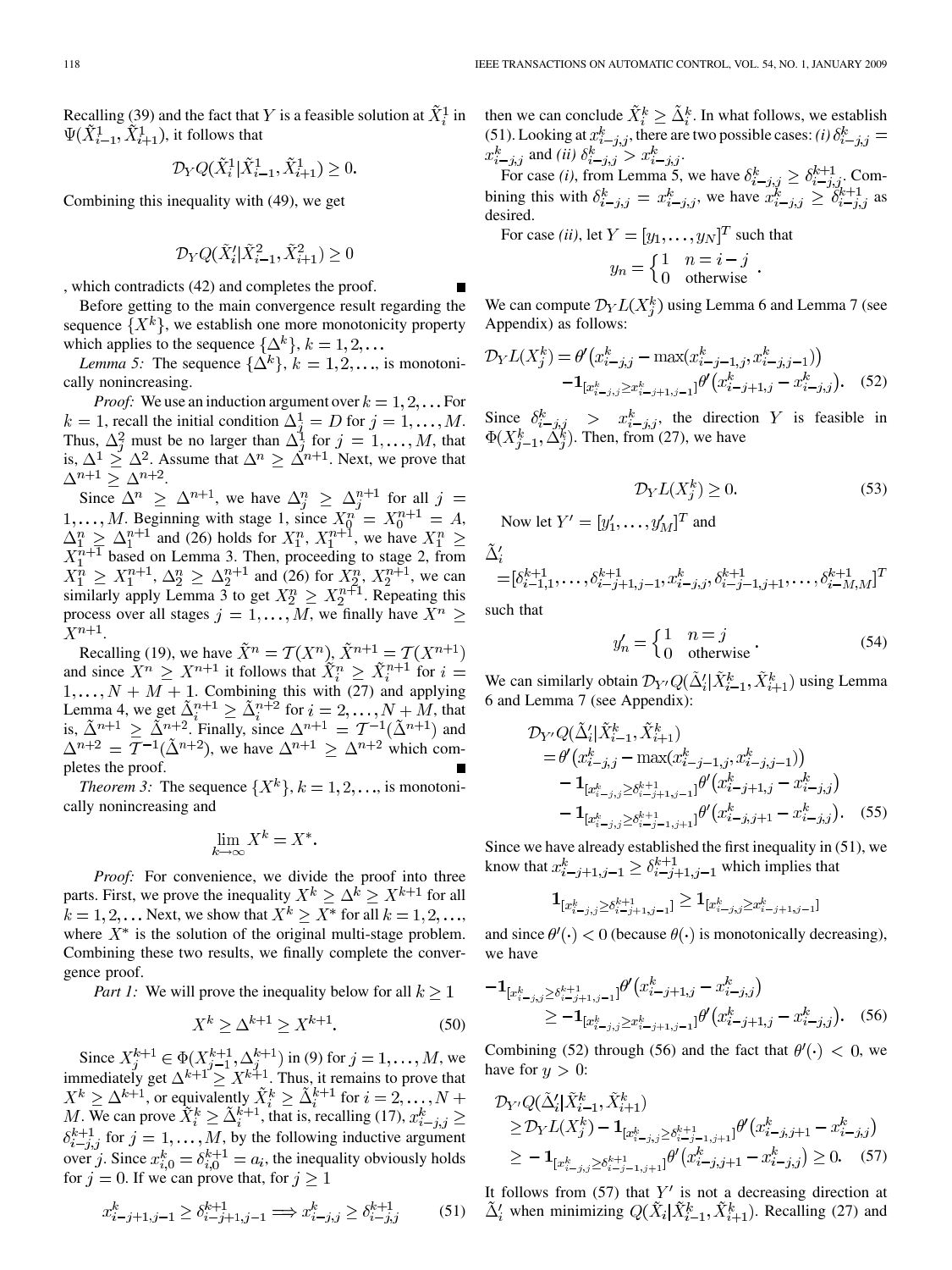Recalling (39) and the fact that $Y$ is a feasible solution at $\tilde{X}_i^1$ in $\Psi(\tilde{X}_{i-1}^1, \tilde{X}_{i+1}^1)$, it follows that

$$\mathcal{D}_Y Q(\tilde{X}_i^1 | \tilde{X}_{i-1}^1, \tilde{X}_{i+1}^1) \geq 0.$$

Combining this inequality with (49), we get

$$\mathcal{D}_Y Q(\tilde{X}_i' | \tilde{X}_{i-1}^2, \tilde{X}_{i+1}^2) \geq 0$$

, which contradicts (42) and completes the proof. ■

Before getting to the main convergence result regarding the sequence $\{X^k\}$, we establish one more monotonicity property which applies to the sequence $\{\Delta^k\}$, $k = 1, 2, \ldots$

*Lemma 5:* The sequence $\{\Delta^k\}$, $k = 1, 2, \ldots$, is monotonically nonincreasing.

*Proof:* We use an induction argument over $k = 1, 2, \ldots$ For $k = 1$, recall the initial condition $\Delta_j^1 = D$ for $j = 1, \ldots, M$. Thus, $\Delta_j^2$ must be no larger than $\Delta_j^1$ for $j = 1, \ldots, M$, that is, $\Delta^1 \geq \Delta^2$. Assume that $\Delta^n \geq \Delta^{n+1}$. Next, we prove that $\Delta^{n+1} \geq \Delta^{n+2}$.

Since $\Delta^n \geq \Delta^{n+1}$, we have $\Delta_j^n \geq \Delta_j^{n+1}$ for all $j = 1, \ldots, M$. Beginning with stage 1, since $X_0^n = X_0^{n+1} = A$, $\Delta_1^n \geq \Delta_1^{n+1}$ and (26) holds for $X_1^n$, $X_1^{n+1}$, we have $X_1^n \geq X_1^{n+1}$ based on Lemma 3. Then, proceeding to stage 2, from $X_1^n \geq X_1^{n+1}$, $\Delta_2^n \geq \Delta_2^{n+1}$ and (26) for $X_2^n$, $X_2^{n+1}$, we can similarly apply Lemma 3 to get $X_2^n \geq X_2^{n+1}$. Repeating this process over all stages $j = 1, \ldots, M$, we finally have $X^n \geq X^{n+1}$.

Recalling (19), we have $\tilde{X}^n = \mathcal{T}(X^n)$, $\tilde{X}^{n+1} = \mathcal{T}(X^{n+1})$ and since $X^n \geq X^{n+1}$ it follows that $\tilde{X}_i^n \geq \tilde{X}_i^{n+1}$ for $i = 1, \ldots, N + M + 1$. Combining this with (27) and applying Lemma 4, we get $\tilde{\Delta}_i^{n+1} \geq \tilde{\Delta}_i^{n+2}$ for $i = 2, \ldots, N + M$, that is, $\tilde{\Delta}^{n+1} \geq \tilde{\Delta}^{n+2}$. Finally, since $\Delta^{n+1} = \mathcal{T}^{-1}(\tilde{\Delta}^{n+1})$ and $\Delta^{n+2} = \mathcal{T}^{-1}(\tilde{\Delta}^{n+2})$, we have $\Delta^{n+1} \geq \Delta^{n+2}$ which completes the proof. ■

*Theorem 3:* The sequence $\{X^k\}$, $k = 1, 2, \ldots$, is monotonically nonincreasing and

$$\lim_{k \to \infty} X^k = X^*.$$

*Proof:* For convenience, we divide the proof into three parts. First, we prove the inequality $X^k \geq \Delta^k \geq X^{k+1}$ for all $k = 1, 2, \ldots$ Next, we show that $X^k \geq X^*$ for all $k = 1, 2, \ldots$, where $X^*$ is the solution of the original multi-stage problem. Combining these two results, we finally complete the convergence proof.

*Part 1:* We will prove the inequality below for all $k \geq 1$

$$X^k \geq \Delta^{k+1} \geq X^{k+1}. \tag{50}$$

Since $X_j^{k+1} \in \Phi(X_{j-1}^{k+1}, \Delta_j^{k+1})$ in (9) for $j = 1, \ldots, M$, we immediately get $\Delta^{k+1} \geq X^{k+1}$. Thus, it remains to prove that $X^k \geq \Delta^{k+1}$, or equivalently $\tilde{X}_i^k \geq \tilde{\Delta}_i^{k+1}$ for $i = 2, \ldots, N + M$. We can prove $\tilde{X}_i^k \geq \tilde{\Delta}_i^{k+1}$, that is, recalling (17), $x_{i-j,j}^k \geq \delta_{i-j,j}^{k+1}$ for $j = 1, \ldots, M$, by the following inductive argument over $j$. Since $x_{i,0}^k = \delta_{i,0}^{k+1} = a_i$, the inequality obviously holds for $j = 0$. If we can prove that, for $j \geq 1$

$$x_{i-j+1,j-1}^k \geq \delta_{i-j+1,j-1}^{k+1} \Longrightarrow x_{i-j,j}^k \geq \delta_{i-j,j}^{k+1} \tag{51}$$

then we can conclude $\tilde{X}_i^k \geq \tilde{\Delta}_i^k$. In what follows, we establish (51). Looking at $x_{i-j,j}^k$, there are two possible cases: *(i)* $\delta_{i-j,j}^k = x_{i-j,j}^k$ and *(ii)* $\delta_{i-j,j}^k > x_{i-j,j}^k$.

For case *(i)*, from Lemma 5, we have $\delta_{i-j,j}^k \geq \delta_{i-j,j}^{k+1}$. Combining this with $\delta_{i-j,j}^k = x_{i-j,j}^k$, we have $x_{i-j,j}^k \geq \delta_{i-j,j}^{k+1}$ as desired.

For case *(ii)*, let $Y = [y_1, \ldots, y_N]^T$ such that

$$y_n = \begin{cases} 1 & n = i - j \\ 0 & \text{otherwise} \end{cases}.$$

We can compute $\mathcal{D}_Y L(X_j^k)$ using Lemma 6 and Lemma 7 (see Appendix) as follows:

$$\mathcal{D}_Y L(X_j^k) = \theta'\left(x_{i-j,j}^k - \max(x_{i-j-1,j}^k, x_{i-j,j-1}^k)\right) - \mathbf{1}_{[x_{i-j,j}^k \geq x_{i-j+1,j-1}^k]} \theta'\left(x_{i-j+1,j}^k - x_{i-j,j}^k\right). \tag{52}$$

Since $\delta_{i-j,j}^k > x_{i-j,j}^k$, the direction $Y$ is feasible in $\Phi(X_{j-1}^k, \Delta_j^k)$. Then, from (27), we have

$$\mathcal{D}_Y L(X_j^k) \geq 0. \tag{53}$$

Now let $Y' = [y_1', \ldots, y_M']^T$ and

$$\tilde{\Delta}_i' = [\delta_{i-1,1}^{k+1}, \ldots, \delta_{i-j+1,j-1}^{k+1}, x_{i-j,j}^k, \delta_{i-j-1,j+1}^{k+1}, \ldots, \delta_{i-M,M}^{k+1}]^T$$

such that

$$y_n' = \begin{cases} 1 & n = j \\ 0 & \text{otherwise} \end{cases}. \tag{54}$$

We can similarly obtain $\mathcal{D}_{Y'} Q(\tilde{\Delta}_i' | \tilde{X}_{i-1}^k, \tilde{X}_{i+1}^k)$ using Lemma 6 and Lemma 7 (see Appendix):

$$\begin{aligned}
&\mathcal{D}_{Y'} Q(\tilde{\Delta}_i' | \tilde{X}_{i-1}^k, \tilde{X}_{i+1}^k) \\
&= \theta'\left(x_{i-j,j}^k - \max(x_{i-j-1,j}^k, x_{i-j,j-1}^k)\right) \\
&\quad - \mathbf{1}_{[x_{i-j,j}^k \geq \delta_{i-j+1,j-1}^{k+1}]} \theta'\left(x_{i-j+1,j}^k - x_{i-j,j}^k\right) \\
&\quad - \mathbf{1}_{[x_{i-j,j}^k \geq \delta_{i-j-1,j+1}^{k+1}]} \theta'\left(x_{i-j,j+1}^k - x_{i-j,j}^k\right).
\end{aligned} \tag{55}$$

Since we have already established the first inequality in (51), we know that $x_{i-j+1,j-1}^k \geq \delta_{i-j+1,j-1}^{k+1}$ which implies that

$$\mathbf{1}_{[x_{i-j,j}^k \geq \delta_{i-j+1,j-1}^{k+1}]} \geq \mathbf{1}_{[x_{i-j,j}^k \geq x_{i-j+1,j-1}^k]}$$

and since $\theta'(\cdot) < 0$ (because $\theta(\cdot)$ is monotonically decreasing), we have

$$\begin{aligned}
-\mathbf{1}_{[x_{i-j,j}^k \geq \delta_{i-j+1,j-1}^{k+1}]} \theta'\left(x_{i-j+1,j}^k - x_{i-j,j}^k\right) \\
\geq -\mathbf{1}_{[x_{i-j,j}^k \geq x_{i-j+1,j-1}^k]} \theta'\left(x_{i-j+1,j}^k - x_{i-j,j}^k\right).
\end{aligned} \tag{56}$$

Combining (52) through (56) and the fact that $\theta'(\cdot) < 0$, we have for $y > 0$:

$$\begin{aligned}
&\mathcal{D}_{Y'} Q(\tilde{\Delta}_i' | \tilde{X}_{i-1}^k, \tilde{X}_{i+1}^k) \\
&\geq \mathcal{D}_Y L(X_j^k) - \mathbf{1}_{[x_{i-j,j}^k \geq \delta_{i-j-1,j+1}^{k+1}]} \theta'\left(x_{i-j,j+1}^k - x_{i-j,j}^k\right) \\
&\geq -\mathbf{1}_{[x_{i-j,j}^k \geq \delta_{i-j-1,j+1}^{k+1}]} \theta'\left(x_{i-j,j+1}^k - x_{i-j,j}^k\right) \geq 0.
\end{aligned} \tag{57}$$

It follows from (57) that $Y'$ is not a decreasing direction at $\tilde{\Delta}_i'$ when minimizing $Q(\tilde{X}_i | \tilde{X}_{i-1}^k, \tilde{X}_{i+1}^k)$. Recalling (27) and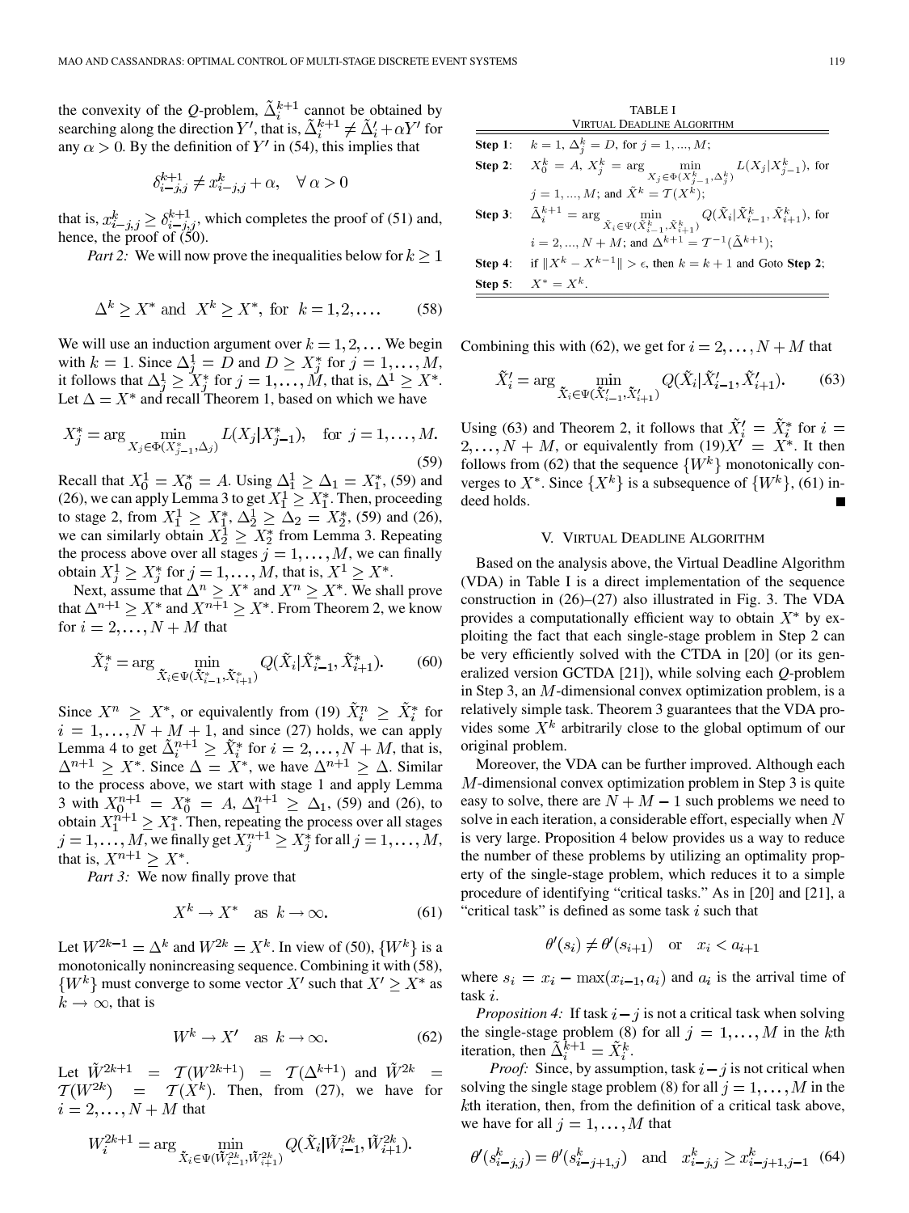the convexity of the $Q$-problem, $\tilde{\Delta}_i^{k+1}$ cannot be obtained by searching along the direction $Y'$, that is, $\tilde{\Delta}_i^{k+1} \neq \tilde{\Delta}'_i + \alpha Y'$ for any $\alpha > 0$. By the definition of $Y'$ in (54), this implies that

$$\delta_{i-j,j}^{k+1} \neq x_{i-j,j}^k + \alpha, \quad \forall\, \alpha > 0$$

that is, $x_{i-j,j}^k \geq \delta_{i-j,j}^{k+1}$, which completes the proof of (51) and, hence, the proof of (50).

*Part 2:* We will now prove the inequalities below for $k \geq 1$

$$\Delta^k \geq X^* \text{ and } X^k \geq X^*, \text{ for } k = 1, 2, \ldots. \tag{58}$$

We will use an induction argument over $k = 1, 2, \ldots$ We begin with $k = 1$. Since $\Delta_j^1 = D$ and $D \geq X_j^*$ for $j = 1, \ldots, M$, it follows that $\Delta_j^1 \geq X_j^*$ for $j = 1, \ldots, M$, that is, $\Delta^1 \geq X^*$. Let $\Delta = X^*$ and recall Theorem 1, based on which we have

$$X_j^* = \arg\min_{X_j \in \Phi(X_{j-1}^*, \Delta_j)} L(X_j | X_{j-1}^*), \quad \text{for } j = 1, \ldots, M. \tag{59}$$

Recall that $X_0^1 = X_0^* = A$. Using $\Delta_1^1 \geq \Delta_1 = X_1^*$, (59) and (26), we can apply Lemma 3 to get $X_1^1 \geq X_1^*$. Then, proceeding to stage 2, from $X_1^1 \geq X_1^*$, $\Delta_2^1 \geq \Delta_2 = X_2^*$, (59) and (26), we can similarly obtain $X_2^1 \geq X_2^*$ from Lemma 3. Repeating the process above over all stages $j = 1, \ldots, M$, we can finally obtain $X_j^1 \geq X_j^*$ for $j = 1, \ldots, M$, that is, $X^1 \geq X^*$.

Next, assume that $\Delta^n \geq X^*$ and $X^n \geq X^*$. We shall prove that $\Delta^{n+1} \geq X^*$ and $X^{n+1} \geq X^*$. From Theorem 2, we know for $i = 2, \ldots, N + M$ that

$$\tilde{X}_i^* = \arg\min_{\tilde{X}_i \in \Psi(\tilde{X}_{i-1}^*, \tilde{X}_{i+1}^*)} Q(\tilde{X}_i | \tilde{X}_{i-1}^*, \tilde{X}_{i+1}^*). \tag{60}$$

Since $X^n \geq X^*$, or equivalently from (19) $\tilde{X}_i^n \geq \tilde{X}_i^*$ for $i = 1, \ldots, N + M + 1$, and since (27) holds, we can apply Lemma 4 to get $\tilde{\Delta}_i^{n+1} \geq \tilde{X}_i^*$ for $i = 2, \ldots, N + M$, that is, $\Delta^{n+1} \geq X^*$. Since $\Delta = X^*$, we have $\Delta^{n+1} \geq \Delta$. Similar to the process above, we start with stage 1 and apply Lemma 3 with $X_0^{n+1} = X_0^* = A$, $\Delta_1^{n+1} \geq \Delta_1$, (59) and (26), to obtain $X_1^{n+1} \geq X_1^*$. Then, repeating the process over all stages $j = 1, \ldots, M$, we finally get $X_j^{n+1} \geq X_j^*$ for all $j = 1, \ldots, M$, that is, $X^{n+1} \geq X^*$.

*Part 3:* We now finally prove that

$$X^k \to X^* \quad \text{as } k \to \infty. \tag{61}$$

Let $W^{2k-1} = \Delta^k$ and $W^{2k} = X^k$. In view of (50), $\{W^k\}$ is a monotonically nonincreasing sequence. Combining it with (58), $\{W^k\}$ must converge to some vector $X'$ such that $X' \geq X^*$ as $k \to \infty$, that is

$$W^k \to X' \quad \text{as } k \to \infty. \tag{62}$$

Let $\tilde{W}^{2k+1} = \mathcal{T}(W^{2k+1}) = \mathcal{T}(\Delta^{k+1})$ and $\tilde{W}^{2k} = \mathcal{T}(W^{2k}) = \mathcal{T}(X^k)$. Then, from (27), we have for $i = 2, \ldots, N + M$ that

$$W_i^{2k+1} = \arg\min_{\tilde{X}_i \in \Psi(\tilde{W}_{i-1}^{2k}, \tilde{W}_{i+1}^{2k})} Q(\tilde{X}_i | \tilde{W}_{i-1}^{2k}, \tilde{W}_{i+1}^{2k}).$$

TABLE I
VIRTUAL DEADLINE ALGORITHM

| | |
|---|---|
| **Step 1**: | $k = 1$, $\Delta_j^k = D$, for $j = 1, ..., M$; |
| **Step 2**: | $X_0^k = A$, $X_j^k = \arg\min_{X_j \in \Phi(X_{j-1}^k, \Delta_j^k)} L(X_j \| X_{j-1}^k)$, for $j = 1, ..., M$; and $\tilde{X}^k = \mathcal{T}(X^k)$; |
| **Step 3**: | $\tilde{\Delta}_i^{k+1} = \arg\min_{\tilde{X}_i \in \Psi(\tilde{X}_{i-1}^k, \tilde{X}_{i+1}^k)} Q(\tilde{X}_i \| \tilde{X}_{i-1}^k, \tilde{X}_{i+1}^k)$, for $i = 2, ..., N + M$; and $\Delta^{k+1} = \mathcal{T}^{-1}(\tilde{\Delta}^{k+1})$; |
| **Step 4**: | if $\|X^k - X^{k-1}\| > \epsilon$, then $k = k + 1$ and Goto **Step 2**; |
| **Step 5**: | $X^* = X^k$. |

Combining this with (62), we get for $i = 2, \ldots, N + M$ that

$$\tilde{X}'_i = \arg\min_{\tilde{X}_i \in \Psi(\tilde{X}'_{i-1}, \tilde{X}'_{i+1})} Q(\tilde{X}_i | \tilde{X}'_{i-1}, \tilde{X}'_{i+1}). \tag{63}$$

Using (63) and Theorem 2, it follows that $\tilde{X}'_i = \tilde{X}_i^*$ for $i = 2, \ldots, N + M$, or equivalently from (19) $X' = X^*$. It then follows from (62) that the sequence $\{W^k\}$ monotonically converges to $X^*$. Since $\{X^k\}$ is a subsequence of $\{W^k\}$, (61) indeed holds. ■

## V. VIRTUAL DEADLINE ALGORITHM

Based on the analysis above, the Virtual Deadline Algorithm (VDA) in Table I is a direct implementation of the sequence construction in (26)–(27) also illustrated in Fig. 3. The VDA provides a computationally efficient way to obtain $X^*$ by exploiting the fact that each single-stage problem in Step 2 can be very efficiently solved with the CTDA in [20] (or its generalized version GCTDA [21]), while solving each $Q$-problem in Step 3, an $M$-dimensional convex optimization problem, is a relatively simple task. Theorem 3 guarantees that the VDA provides some $X^k$ arbitrarily close to the global optimum of our original problem.

Moreover, the VDA can be further improved. Although each $M$-dimensional convex optimization problem in Step 3 is quite easy to solve, there are $N + M - 1$ such problems we need to solve in each iteration, a considerable effort, especially when $N$ is very large. Proposition 4 below provides us a way to reduce the number of these problems by utilizing an optimality property of the single-stage problem, which reduces it to a simple procedure of identifying "critical tasks." As in [20] and [21], a "critical task" is defined as some task $i$ such that

$$\theta'(s_i) \neq \theta'(s_{i+1}) \quad \text{or} \quad x_i < a_{i+1}$$

where $s_i = x_i - \max(x_{i-1}, a_i)$ and $a_i$ is the arrival time of task $i$.

*Proposition 4:* If task $i - j$ is not a critical task when solving the single-stage problem (8) for all $j = 1, \ldots, M$ in the $k$th iteration, then $\tilde{\Delta}_i^{k+1} = \tilde{X}_i^k$.

*Proof:* Since, by assumption, task $i - j$ is not critical when solving the single stage problem (8) for all $j = 1, \ldots, M$ in the $k$th iteration, then, from the definition of a critical task above, we have for all $j = 1, \ldots, M$ that

$$\theta'(s_{i-j,j}^k) = \theta'(s_{i-j+1,j}^k) \quad \text{and} \quad x_{i-j,j}^k \geq x_{i-j+1,j-1}^k \tag{64}$$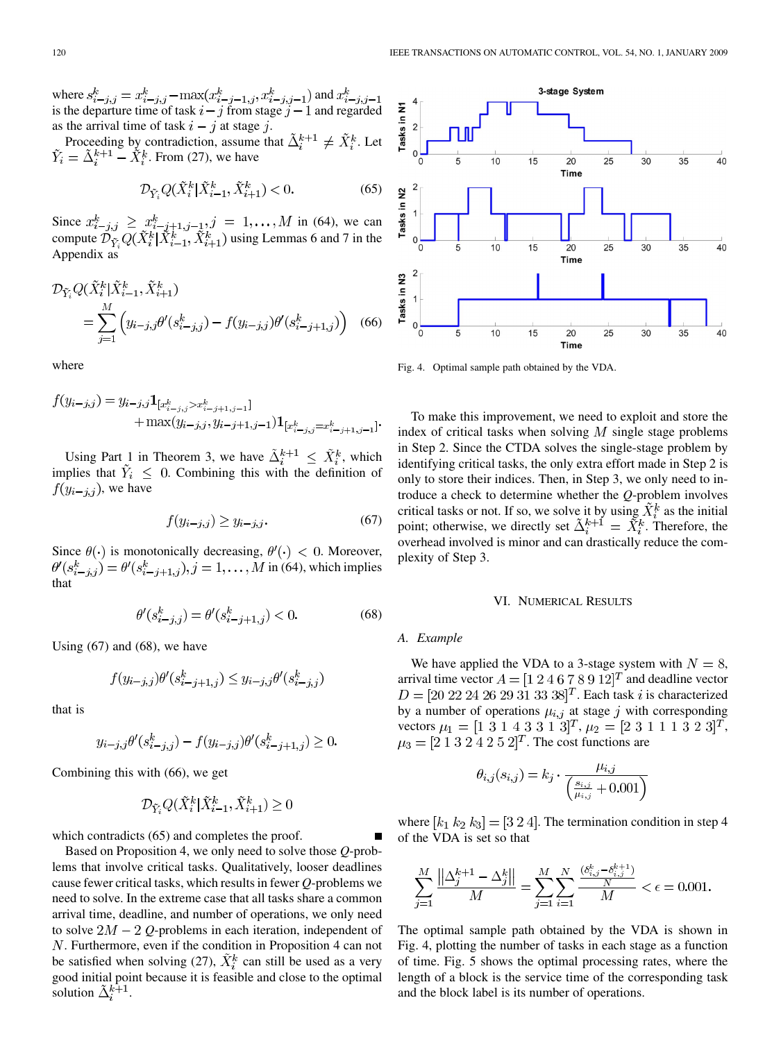where $s^k_{i-j,j} = x^k_{i-j,j} - \max(x^k_{i-j-1,j}, x^k_{i-j,j-1})$ and $x^k_{i-j,j-1}$ is the departure time of task $i-j$ from stage $j-1$ and regarded as the arrival time of task $i-j$ at stage $j$.

Proceeding by contradiction, assume that $\tilde{\Delta}^{k+1}_i \neq \tilde{X}^k_i$. Let $\tilde{Y}_i = \tilde{\Delta}^{k+1}_i - \tilde{X}^k_i$. From (27), we have

$$\mathcal{D}_{\tilde{Y}_i} Q(\tilde{X}^k_i | \tilde{X}^k_{i-1}, \tilde{X}^k_{i+1}) < 0. \tag{65}$$

Since $x^k_{i-j,j} \geq x^k_{i-j+1,j-1}, j = 1, \ldots, M$ in (64), we can compute $\mathcal{D}_{\tilde{Y}_i} Q(\tilde{X}^k_i | \tilde{X}^k_{i-1}, \tilde{X}^k_{i+1})$ using Lemmas 6 and 7 in the Appendix as

$$\mathcal{D}_{\tilde{Y}_i} Q(\tilde{X}^k_i | \tilde{X}^k_{i-1}, \tilde{X}^k_{i+1}) = \sum_{j=1}^{M} \left( y_{i-j,j} \theta'(s^k_{i-j,j}) - f(y_{i-j,j}) \theta'(s^k_{i-j+1,j}) \right) \tag{66}$$

where

$$f(y_{i-j,j}) = y_{i-j,j} \mathbf{1}_{[x^k_{i-j,j} > x^k_{i-j+1,j-1}]} + \max(y_{i-j,j}, y_{i-j+1,j-1}) \mathbf{1}_{[x^k_{i-j,j} = x^k_{i-j+1,j-1}]}.$$

Using Part 1 in Theorem 3, we have $\tilde{\Delta}^{k+1}_i \leq \tilde{X}^k_i$, which implies that $\tilde{Y}_i \leq 0$. Combining this with the definition of $f(y_{i-j,j})$, we have

$$f(y_{i-j,j}) \geq y_{i-j,j}. \tag{67}$$

Since $\theta(\cdot)$ is monotonically decreasing, $\theta'(\cdot) < 0$. Moreover, $\theta'(s^k_{i-j,j}) = \theta'(s^k_{i-j+1,j}), j = 1, \ldots, M$ in (64), which implies that

$$\theta'(s^k_{i-j,j}) = \theta'(s^k_{i-j+1,j}) < 0. \tag{68}$$

Using (67) and (68), we have

$$f(y_{i-j,j}) \theta'(s^k_{i-j+1,j}) \leq y_{i-j,j} \theta'(s^k_{i-j,j})$$

that is

$$y_{i-j,j} \theta'(s^k_{i-j,j}) - f(y_{i-j,j}) \theta'(s^k_{i-j+1,j}) \geq 0.$$

Combining this with (66), we get

$$\mathcal{D}_{\tilde{Y}_i} Q(\tilde{X}^k_i | \tilde{X}^k_{i-1}, \tilde{X}^k_{i+1}) \geq 0$$

which contradicts (65) and completes the proof. ∎

Based on Proposition 4, we only need to solve those $Q$-problems that involve critical tasks. Qualitatively, looser deadlines cause fewer critical tasks, which results in fewer $Q$-problems we need to solve. In the extreme case that all tasks share a common arrival time, deadline, and number of operations, we only need to solve $2M - 2$ $Q$-problems in each iteration, independent of $N$. Furthermore, even if the condition in Proposition 4 can not be satisfied when solving (27), $\tilde{X}^k_i$ can still be used as a very good initial point because it is feasible and close to the optimal solution $\tilde{\Delta}^{k+1}_i$.

Fig. 4. Optimal sample path obtained by the VDA.

To make this improvement, we need to exploit and store the index of critical tasks when solving $M$ single stage problems in Step 2. Since the CTDA solves the single-stage problem by identifying critical tasks, the only extra effort made in Step 2 is only to store their indices. Then, in Step 3, we only need to introduce a check to determine whether the $Q$-problem involves critical tasks or not. If so, we solve it by using $\tilde{X}^k_i$ as the initial point; otherwise, we directly set $\tilde{\Delta}^{k+1}_i = \tilde{X}^k_i$. Therefore, the overhead involved is minor and can drastically reduce the complexity of Step 3.

## VI. Numerical Results

### A. Example

We have applied the VDA to a 3-stage system with $N = 8$, arrival time vector $A = [1\ 2\ 4\ 6\ 7\ 8\ 9\ 12]^T$ and deadline vector $D = [20\ 22\ 24\ 26\ 29\ 31\ 33\ 38]^T$. Each task $i$ is characterized by a number of operations $\mu_{i,j}$ at stage $j$ with corresponding vectors $\mu_1 = [1\ 3\ 1\ 4\ 3\ 3\ 1\ 3]^T$, $\mu_2 = [2\ 3\ 1\ 1\ 1\ 3\ 2\ 3]^T$, $\mu_3 = [2\ 1\ 3\ 2\ 4\ 2\ 5\ 2]^T$. The cost functions are

$$\theta_{i,j}(s_{i,j}) = k_j \cdot \frac{\mu_{i,j}}{\left( \frac{s_{i,j}}{\mu_{i,j}} + 0.001 \right)}$$

where $[k_1\ k_2\ k_3] = [3\ 2\ 4]$. The termination condition in step 4 of the VDA is set so that

$$\sum_{j=1}^{M} \frac{\left\| \Delta^{k+1}_j - \Delta^k_j \right\|}{M} = \sum_{j=1}^{M} \sum_{i=1}^{N} \frac{\frac{(\delta^k_{i,j} - \delta^{k+1}_{i,j})}{N}}{M} < \epsilon = 0.001.$$

The optimal sample path obtained by the VDA is shown in Fig. 4, plotting the number of tasks in each stage as a function of time. Fig. 5 shows the optimal processing rates, where the length of a block is the service time of the corresponding task and the block label is its number of operations.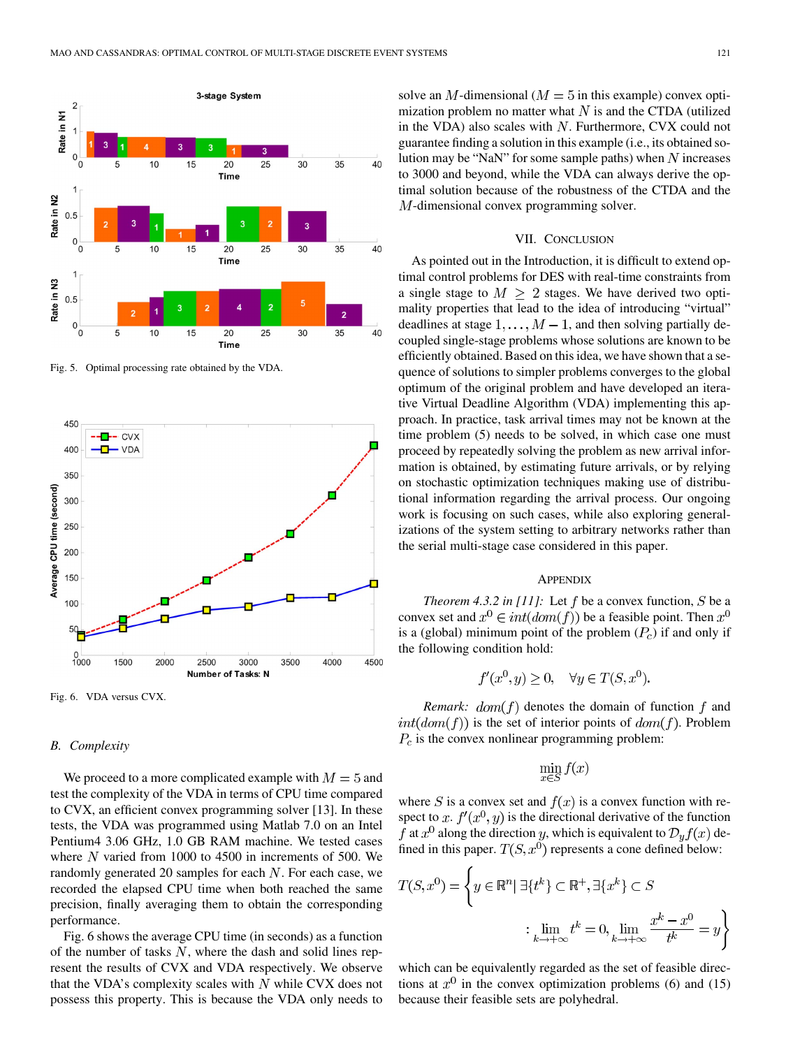Fig. 5. Optimal processing rate obtained by the VDA.

Fig. 6. VDA versus CVX.

## B. Complexity

We proceed to a more complicated example with $M=5$ and test the complexity of the VDA in terms of CPU time compared to CVX, an efficient convex programming solver [13]. In these tests, the VDA was programmed using Matlab 7.0 on an Intel Pentium4 3.06 GHz, 1.0 GB RAM machine. We tested cases where $N$ varied from 1000 to 4500 in increments of 500. We randomly generated 20 samples for each $N$. For each case, we recorded the elapsed CPU time when both reached the same precision, finally averaging them to obtain the corresponding performance.

Fig. 6 shows the average CPU time (in seconds) as a function of the number of tasks $N$, where the dash and solid lines represent the results of CVX and VDA respectively. We observe that the VDA's complexity scales with $N$ while CVX does not possess this property. This is because the VDA only needs to solve an $M$-dimensional ($M=5$ in this example) convex optimization problem no matter what $N$ is and the CTDA (utilized in the VDA) also scales with $N$. Furthermore, CVX could not guarantee finding a solution in this example (i.e., its obtained solution may be "NaN" for some sample paths) when $N$ increases to 3000 and beyond, while the VDA can always derive the optimal solution because of the robustness of the CTDA and the $M$-dimensional convex programming solver.

# VII. Conclusion

As pointed out in the Introduction, it is difficult to extend optimal control problems for DES with real-time constraints from a single stage to $M \geq 2$ stages. We have derived two optimality properties that lead to the idea of introducing "virtual" deadlines at stage $1,\ldots,M-1$, and then solving partially decoupled single-stage problems whose solutions are known to be efficiently obtained. Based on this idea, we have shown that a sequence of solutions to simpler problems converges to the global optimum of the original problem and have developed an iterative Virtual Deadline Algorithm (VDA) implementing this approach. In practice, task arrival times may not be known at the time problem (5) needs to be solved, in which case one must proceed by repeatedly solving the problem as new arrival information is obtained, by estimating future arrivals, or by relying on stochastic optimization techniques making use of distributional information regarding the arrival process. Our ongoing work is focusing on such cases, while also exploring generalizations of the system setting to arbitrary networks rather than the serial multi-stage case considered in this paper.

# Appendix

*Theorem 4.3.2 in [11]:* Let $f$ be a convex function, $S$ be a convex set and $x^0 \in int(dom(f))$ be a feasible point. Then $x^0$ is a (global) minimum point of the problem ($P_c$) if and only if the following condition hold:

$$f'(x^0, y) \geq 0, \quad \forall y \in T(S, x^0).$$

*Remark:* $dom(f)$ denotes the domain of function $f$ and $int(dom(f))$ is the set of interior points of $dom(f)$. Problem $P_c$ is the convex nonlinear programming problem:

$$\min_{x \in S} f(x)$$

where $S$ is a convex set and $f(x)$ is a convex function with respect to $x$. $f'(x^0, y)$ is the directional derivative of the function $f$ at $x^0$ along the direction $y$, which is equivalent to $\mathcal{D}_y f(x)$ defined in this paper. $T(S, x^0)$ represents a cone defined below:

$$T(S,x^0) = \left\{ y \in \mathbb{R}^n \,|\, \exists \{t^k\} \subset \mathbb{R}^+, \exists \{x^k\} \subset S \right.$$
$$\left. : \lim_{k \to +\infty} t^k = 0, \lim_{k \to +\infty} \frac{x^k - x^0}{t^k} = y \right\}$$

which can be equivalently regarded as the set of feasible directions at $x^0$ in the convex optimization problems (6) and (15) because their feasible sets are polyhedral.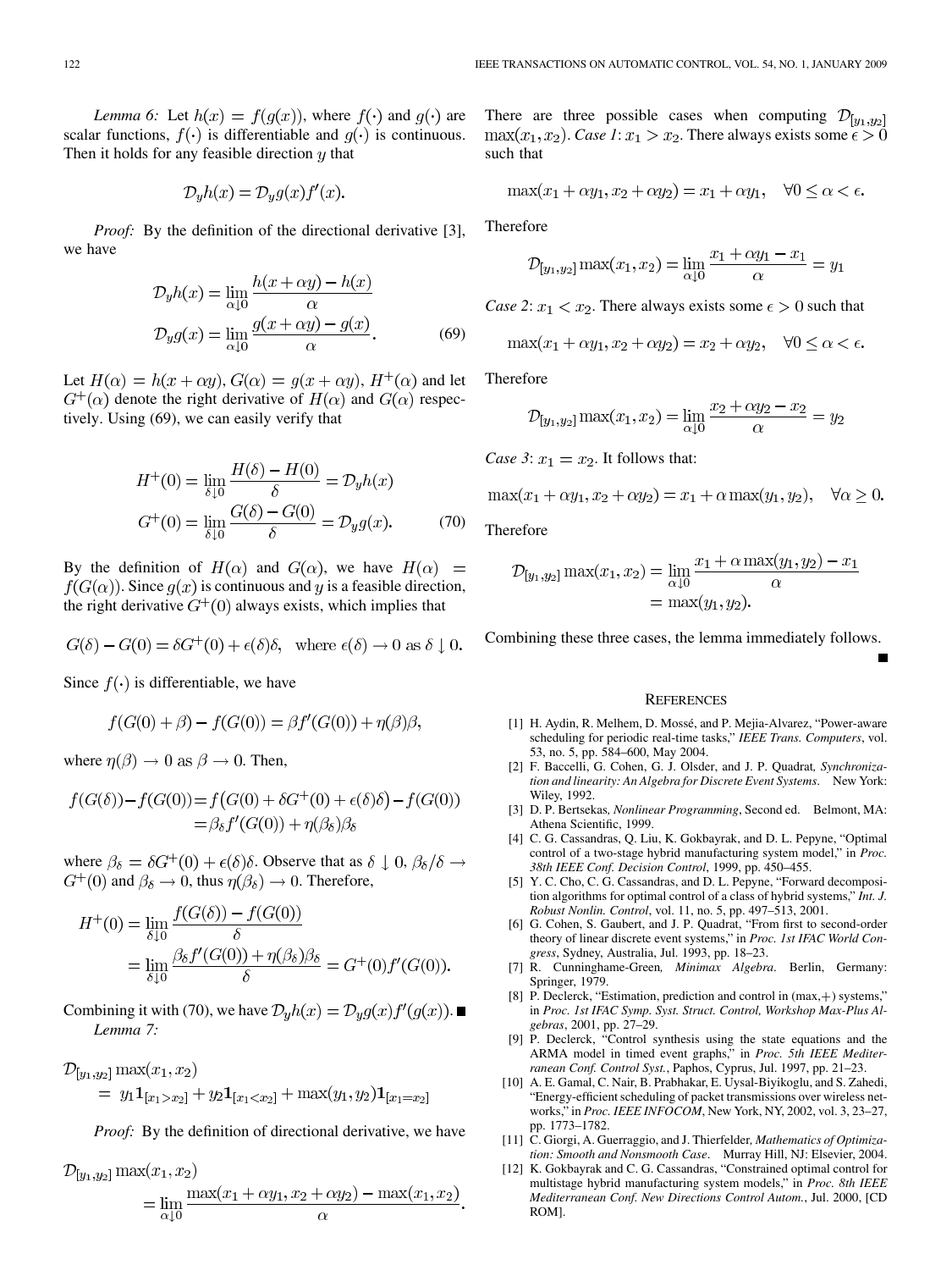*Lemma 6:* Let $h(x) = f(g(x))$, where $f(\cdot)$ and $g(\cdot)$ are scalar functions, $f(\cdot)$ is differentiable and $g(\cdot)$ is continuous. Then it holds for any feasible direction $y$ that

$$\mathcal{D}_y h(x) = \mathcal{D}_y g(x) f'(x).$$

*Proof:* By the definition of the directional derivative [3], we have

$$\begin{aligned}\mathcal{D}_y h(x) &= \lim_{\alpha \downarrow 0} \frac{h(x+\alpha y) - h(x)}{\alpha} \\ \mathcal{D}_y g(x) &= \lim_{\alpha \downarrow 0} \frac{g(x+\alpha y) - g(x)}{\alpha}.\end{aligned} \tag{69}$$

Let $H(\alpha) = h(x+\alpha y)$, $G(\alpha) = g(x+\alpha y)$, $H^+(\alpha)$ and let $G^+(\alpha)$ denote the right derivative of $H(\alpha)$ and $G(\alpha)$ respectively. Using (69), we can easily verify that

$$\begin{aligned}H^+(0) &= \lim_{\delta \downarrow 0} \frac{H(\delta) - H(0)}{\delta} = \mathcal{D}_y h(x) \\ G^+(0) &= \lim_{\delta \downarrow 0} \frac{G(\delta) - G(0)}{\delta} = \mathcal{D}_y g(x).\end{aligned} \tag{70}$$

By the definition of $H(\alpha)$ and $G(\alpha)$, we have $H(\alpha) = f(G(\alpha))$. Since $g(x)$ is continuous and $y$ is a feasible direction, the right derivative $G^+(0)$ always exists, which implies that

$$G(\delta) - G(0) = \delta G^+(0) + \epsilon(\delta)\delta, \quad \text{where } \epsilon(\delta) \to 0 \text{ as } \delta \downarrow 0.$$

Since $f(\cdot)$ is differentiable, we have

$$f(G(0) + \beta) - f(G(0)) = \beta f'(G(0)) + \eta(\beta)\beta,$$

where $\eta(\beta) \to 0$ as $\beta \to 0$. Then,

$$\begin{aligned}f(G(\delta)) - f(G(0)) &= f\big(G(0) + \delta G^+(0) + \epsilon(\delta)\delta\big) - f(G(0)) \\ &= \beta_\delta f'(G(0)) + \eta(\beta_\delta)\beta_\delta\end{aligned}$$

where $\beta_\delta = \delta G^+(0) + \epsilon(\delta)\delta$. Observe that as $\delta \downarrow 0$, $\beta_\delta/\delta \to G^+(0)$ and $\beta_\delta \to 0$, thus $\eta(\beta_\delta) \to 0$. Therefore,

$$\begin{aligned}H^+(0) &= \lim_{\delta \downarrow 0} \frac{f(G(\delta)) - f(G(0))}{\delta} \\ &= \lim_{\delta \downarrow 0} \frac{\beta_\delta f'(G(0)) + \eta(\beta_\delta)\beta_\delta}{\delta} = G^+(0) f'(G(0)).\end{aligned}$$

Combining it with (70), we have $\mathcal{D}_y h(x) = \mathcal{D}_y g(x) f'(g(x))$. ■

*Lemma 7:*

$$\begin{aligned}&\mathcal{D}_{[y_1, y_2]} \max(x_1, x_2) \\ &\quad = y_1 \mathbf{1}_{[x_1 > x_2]} + y_2 \mathbf{1}_{[x_1 < x_2]} + \max(y_1, y_2) \mathbf{1}_{[x_1 = x_2]}\end{aligned}$$

*Proof:* By the definition of directional derivative, we have

$$\begin{aligned}&\mathcal{D}_{[y_1, y_2]} \max(x_1, x_2) \\ &\quad = \lim_{\alpha \downarrow 0} \frac{\max(x_1 + \alpha y_1, x_2 + \alpha y_2) - \max(x_1, x_2)}{\alpha}.\end{aligned}$$

There are three possible cases when computing $\mathcal{D}_{[y_1, y_2]} \max(x_1, x_2)$. *Case 1*: $x_1 > x_2$. There always exists some $\epsilon > 0$ such that

$$\max(x_1 + \alpha y_1, x_2 + \alpha y_2) = x_1 + \alpha y_1, \quad \forall 0 \le \alpha < \epsilon.$$

Therefore

$$\mathcal{D}_{[y_1, y_2]} \max(x_1, x_2) = \lim_{\alpha \downarrow 0} \frac{x_1 + \alpha y_1 - x_1}{\alpha} = y_1$$

*Case 2*: $x_1 < x_2$. There always exists some $\epsilon > 0$ such that

$$\max(x_1 + \alpha y_1, x_2 + \alpha y_2) = x_2 + \alpha y_2, \quad \forall 0 \le \alpha < \epsilon.$$

Therefore

$$\mathcal{D}_{[y_1, y_2]} \max(x_1, x_2) = \lim_{\alpha \downarrow 0} \frac{x_2 + \alpha y_2 - x_2}{\alpha} = y_2$$

*Case 3*: $x_1 = x_2$. It follows that:

$$\max(x_1 + \alpha y_1, x_2 + \alpha y_2) = x_1 + \alpha \max(y_1, y_2), \quad \forall \alpha \ge 0.$$

Therefore

$$\begin{aligned}\mathcal{D}_{[y_1, y_2]} \max(x_1, x_2) &= \lim_{\alpha \downarrow 0} \frac{x_1 + \alpha \max(y_1, y_2) - x_1}{\alpha} \\ &= \max(y_1, y_2).\end{aligned}$$

Combining these three cases, the lemma immediately follows. ■

## References

[1] H. Aydin, R. Melhem, D. Mossé, and P. Mejia-Alvarez, "Power-aware scheduling for periodic real-time tasks," *IEEE Trans. Computers*, vol. 53, no. 5, pp. 584–600, May 2004.

[2] F. Baccelli, G. Cohen, G. J. Olsder, and J. P. Quadrat, *Synchronization and linearity: An Algebra for Discrete Event Systems*. New York: Wiley, 1992.

[3] D. P. Bertsekas, *Nonlinear Programming*, Second ed. Belmont, MA: Athena Scientific, 1999.

[4] C. G. Cassandras, Q. Liu, K. Gokbayrak, and D. L. Pepyne, "Optimal control of a two-stage hybrid manufacturing system model," in *Proc. 38th IEEE Conf. Decision Control*, 1999, pp. 450–455.

[5] Y. C. Cho, C. G. Cassandras, and D. L. Pepyne, "Forward decomposition algorithms for optimal control of a class of hybrid systems," *Int. J. Robust Nonlin. Control*, vol. 11, no. 5, pp. 497–513, 2001.

[6] G. Cohen, S. Gaubert, and J. P. Quadrat, "From first to second-order theory of linear discrete event systems," in *Proc. 1st IFAC World Congress*, Sydney, Australia, Jul. 1993, pp. 18–23.

[7] R. Cunninghame-Green, *Minimax Algebra*. Berlin, Germany: Springer, 1979.

[8] P. Declerck, "Estimation, prediction and control in (max,+) systems," in *Proc. 1st IFAC Symp. Syst. Struct. Control, Workshop Max-Plus Algebras*, 2001, pp. 27–29.

[9] P. Declerck, "Control synthesis using the state equations and the ARMA model in timed event graphs," in *Proc. 5th IEEE Mediterranean Conf. Control Syst.*, Paphos, Cyprus, Jul. 1997, pp. 21–23.

[10] A. E. Gamal, C. Nair, B. Prabhakar, E. Uysal-Biyikoglu, and S. Zahedi, "Energy-efficient scheduling of packet transmissions over wireless networks," in *Proc. IEEE INFOCOM*, New York, NY, 2002, vol. 3, 23–27, pp. 1773–1782.

[11] C. Giorgi, A. Guerraggio, and J. Thierfelder, *Mathematics of Optimization: Smooth and Nonsmooth Case*. Murray Hill, NJ: Elsevier, 2004.

[12] K. Gokbayrak and C. G. Cassandras, "Constrained optimal control for multistage hybrid manufacturing system models," in *Proc. 8th IEEE Mediterranean Conf. New Directions Control Autom.*, Jul. 2000, [CD ROM].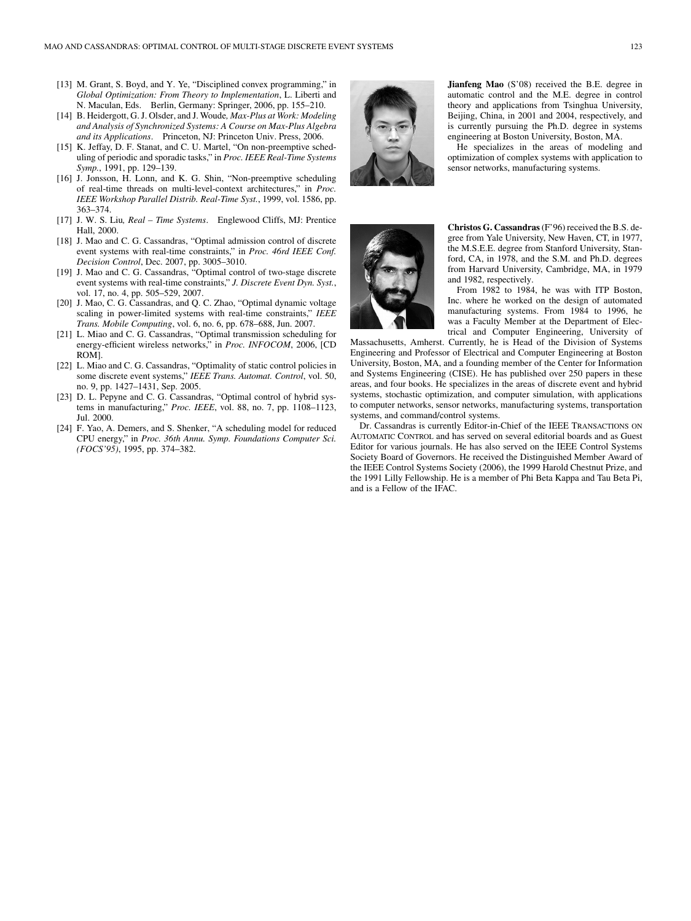[13] M. Grant, S. Boyd, and Y. Ye, "Disciplined convex programming," in *Global Optimization: From Theory to Implementation*, L. Liberti and N. Maculan, Eds. Berlin, Germany: Springer, 2006, pp. 155–210.

[14] B. Heidergott, G. J. Olsder, and J. Woude, *Max-Plus at Work: Modeling and Analysis of Synchronized Systems: A Course on Max-Plus Algebra and its Applications*. Princeton, NJ: Princeton Univ. Press, 2006.

[15] K. Jeffay, D. F. Stanat, and C. U. Martel, "On non-preemptive scheduling of periodic and sporadic tasks," in *Proc. IEEE Real-Time Systems Symp.*, 1991, pp. 129–139.

[16] J. Jonsson, H. Lonn, and K. G. Shin, "Non-preemptive scheduling of real-time threads on multi-level-context architectures," in *Proc. IEEE Workshop Parallel Distrib. Real-Time Syst.*, 1999, vol. 1586, pp. 363–374.

[17] J. W. S. Liu, *Real – Time Systems*. Englewood Cliffs, MJ: Prentice Hall, 2000.

[18] J. Mao and C. G. Cassandras, "Optimal admission control of discrete event systems with real-time constraints," in *Proc. 46rd IEEE Conf. Decision Control*, Dec. 2007, pp. 3005–3010.

[19] J. Mao and C. G. Cassandras, "Optimal control of two-stage discrete event systems with real-time constraints," *J. Discrete Event Dyn. Syst.*, vol. 17, no. 4, pp. 505–529, 2007.

[20] J. Mao, C. G. Cassandras, and Q. C. Zhao, "Optimal dynamic voltage scaling in power-limited systems with real-time constraints," *IEEE Trans. Mobile Computing*, vol. 6, no. 6, pp. 678–688, Jun. 2007.

[21] L. Miao and C. G. Cassandras, "Optimal transmission scheduling for energy-efficient wireless networks," in *Proc. INFOCOM*, 2006, [CD ROM].

[22] L. Miao and C. G. Cassandras, "Optimality of static control policies in some discrete event systems," *IEEE Trans. Automat. Control*, vol. 50, no. 9, pp. 1427–1431, Sep. 2005.

[23] D. L. Pepyne and C. G. Cassandras, "Optimal control of hybrid systems in manufacturing," *Proc. IEEE*, vol. 88, no. 7, pp. 1108–1123, Jul. 2000.

[24] F. Yao, A. Demers, and S. Shenker, "A scheduling model for reduced CPU energy," in *Proc. 36th Annu. Symp. Foundations Computer Sci. (FOCS'95)*, 1995, pp. 374–382.

**Jianfeng Mao** (S'08) received the B.E. degree in automatic control and the M.E. degree in control theory and applications from Tsinghua University, Beijing, China, in 2001 and 2004, respectively, and is currently pursuing the Ph.D. degree in systems engineering at Boston University, Boston, MA.

He specializes in the areas of modeling and optimization of complex systems with application to sensor networks, manufacturing systems.

**Christos G. Cassandras** (F'96) received the B.S. degree from Yale University, New Haven, CT, in 1977, the M.S.E.E. degree from Stanford University, Stanford, CA, in 1978, and the S.M. and Ph.D. degrees from Harvard University, Cambridge, MA, in 1979 and 1982, respectively.

From 1982 to 1984, he was with ITP Boston, Inc. where he worked on the design of automated manufacturing systems. From 1984 to 1996, he was a Faculty Member at the Department of Electrical and Computer Engineering, University of Massachusetts, Amherst. Currently, he is Head of the Division of Systems Engineering and Professor of Electrical and Computer Engineering at Boston University, Boston, MA, and a founding member of the Center for Information and Systems Engineering (CISE). He has published over 250 papers in these areas, and four books. He specializes in the areas of discrete event and hybrid systems, stochastic optimization, and computer simulation, with applications to computer networks, sensor networks, manufacturing systems, transportation systems, and command/control systems.

Dr. Cassandras is currently Editor-in-Chief of the IEEE TRANSACTIONS ON AUTOMATIC CONTROL and has served on several editorial boards and as Guest Editor for various journals. He has also served on the IEEE Control Systems Society Board of Governors. He received the Distinguished Member Award of the IEEE Control Systems Society (2006), the 1999 Harold Chestnut Prize, and the 1991 Lilly Fellowship. He is a member of Phi Beta Kappa and Tau Beta Pi, and is a Fellow of the IFAC.